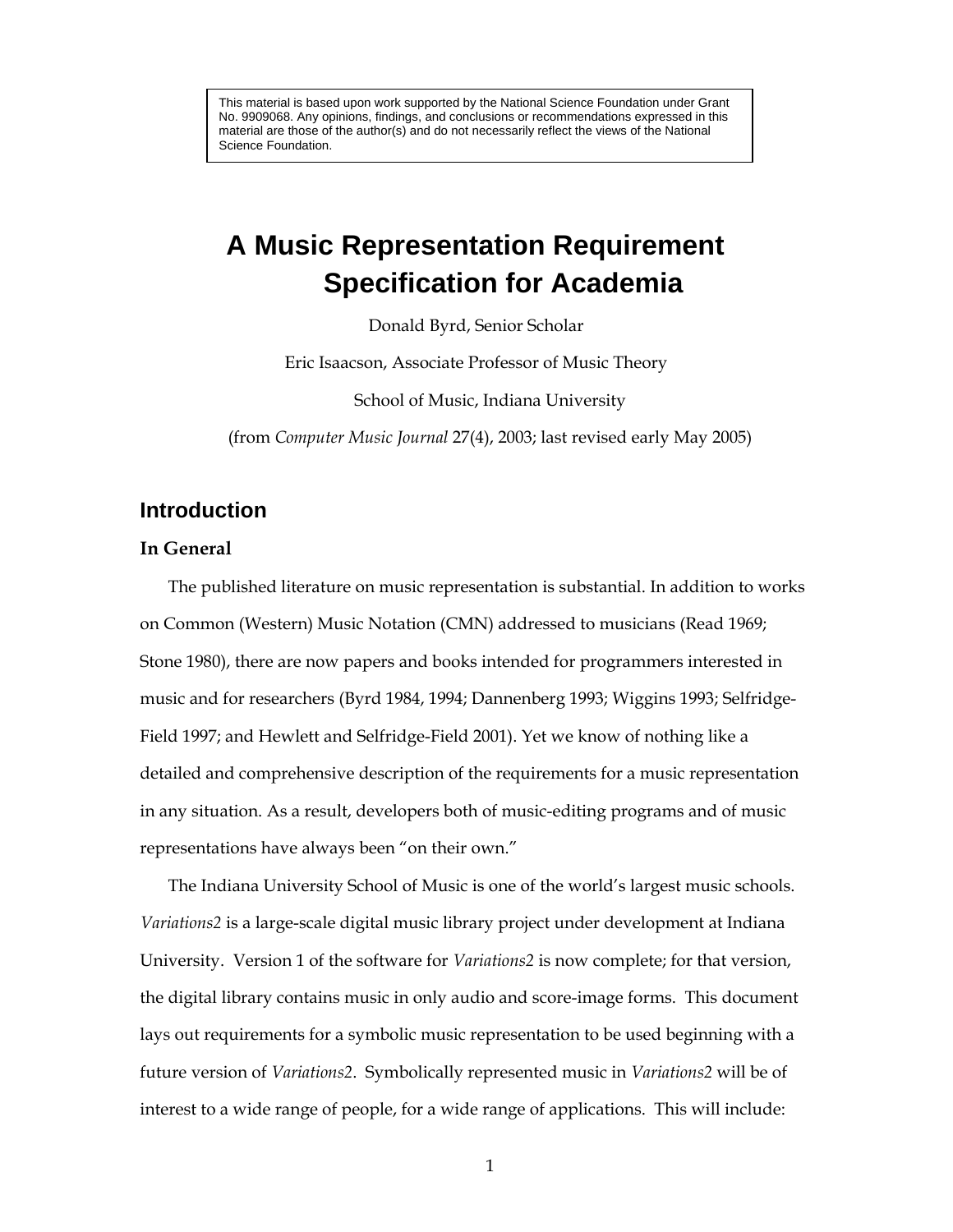This material is based upon work supported by the National Science Foundation under Grant No. 9909068. Any opinions, findings, and conclusions or recommendations expressed in this material are those of the author(s) and do not necessarily reflect the views of the National Science Foundation.

# A Music Representation Requirement Specification for Academia

Donald Byrd, Senior Scholar

Eric Isaacson, Associate Professor of Music Theory

School of Music, Indiana University

(from *Computer Music Journal* 27(4), 2003; last revised early May 2005)

## Introduction

### In General

The published literature on music representation is substantial. In addition to works on Common (Western) Music Notation (CMN) addressed to musicians (Read 1969; Stone 1980), there are now papers and books intended for programmers interested in music and for researchers (Byrd 1984, 1994; Dannenberg 1993; Wiggins 1993; Selfridge-Field 1997; and Hewlett and Selfridge-Field 2001). Yet we know of nothing like a detailed and comprehensive description of the requirements for a music representation in any situation. As a result, developers both of music-editing programs and of music representations have always been "on their own."

The Indiana University School of Music is one of the world's largest music schools. *Variations2* is a large-scale digital music library project under development at Indiana University. Version 1 of the software for *Variations2* is now complete; for that version, the digital library contains music in only audio and score-image forms. This document lays out requirements for a symbolic music representation to be used beginning with a future version of *Variations2*. Symbolically represented music in *Variations2* will be of interest to a wide range of people, for a wide range of applications. This will include: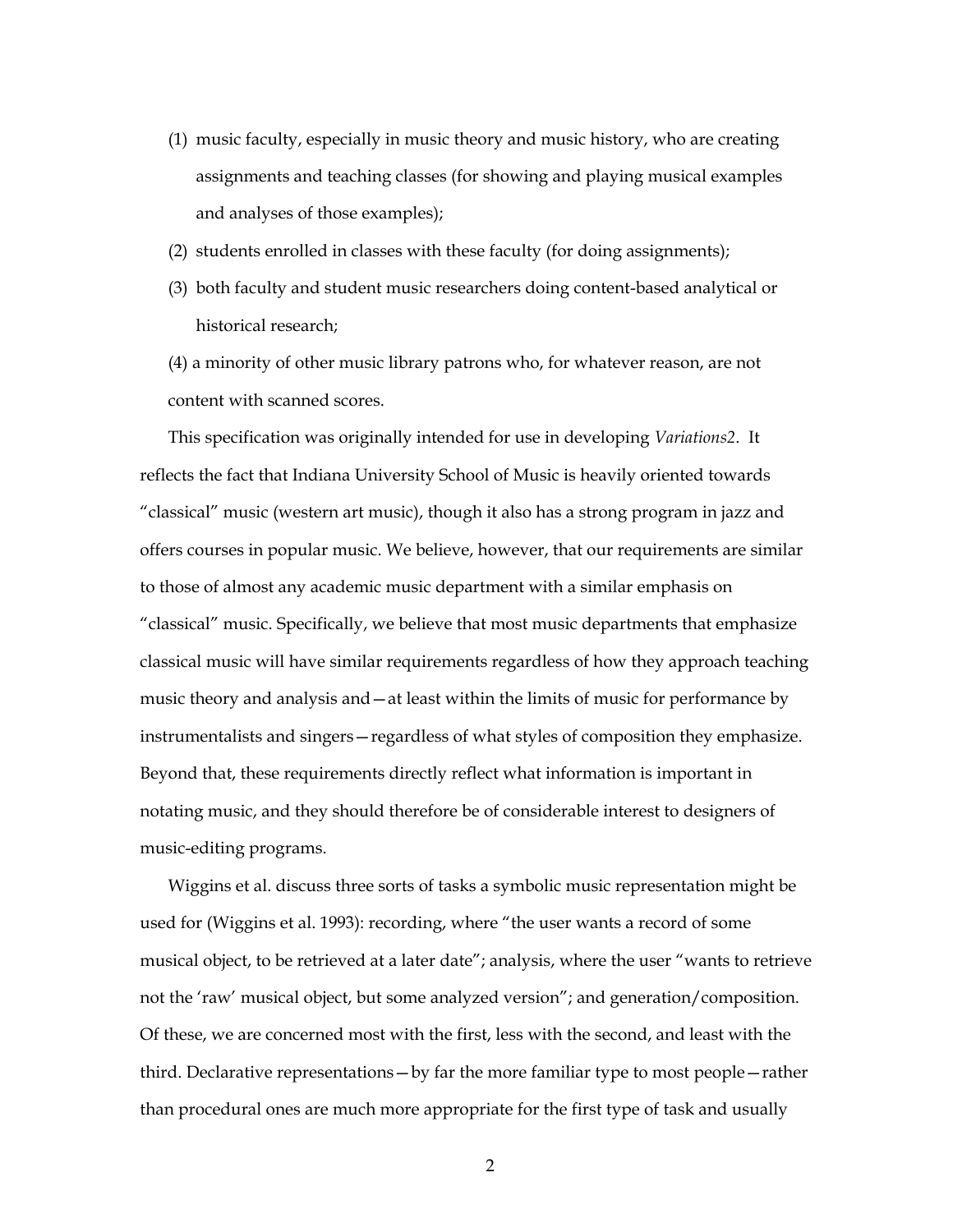(1) music faculty, especially in music theory and music history, who are creating assignments and teaching classes (for showing and playing musical examples and analyses of those examples);

(2) students enrolled in classes with these faculty (for doing assignments);

(3) both faculty and student music researchers doing content-based analytical or historical research;

(4) a minority of other music library patrons who, for whatever reason, are not content with scanned scores.

This specification was originally intended for use in developing *Variations2*. It reflects the fact that Indiana University School of Music is heavily oriented towards "classical" music (western art music), though it also has a strong program in jazz and offers courses in popular music. We believe, however, that our requirements are similar to those of almost any academic music department with a similar emphasis on "classical" music. Specifically, we believe that most music departments that emphasize classical music will have similar requirements regardless of how they approach teaching music theory and analysis and—at least within the limits of music for performance by instrumentalists and singers—regardless of what styles of composition they emphasize. Beyond that, these requirements directly reflect what information is important in notating music, and they should therefore be of considerable interest to designers of music-editing programs.

Wiggins et al. discuss three sorts of tasks a symbolic music representation might be used for (Wiggins et al. 1993): recording, where "the user wants a record of some musical object, to be retrieved at a later date"; analysis, where the user "wants to retrieve not the 'raw' musical object, but some analyzed version"; and generation/composition. Of these, we are concerned most with the first, less with the second, and least with the third. Declarative representations—by far the more familiar type to most people—rather than procedural ones are much more appropriate for the first type of task and usually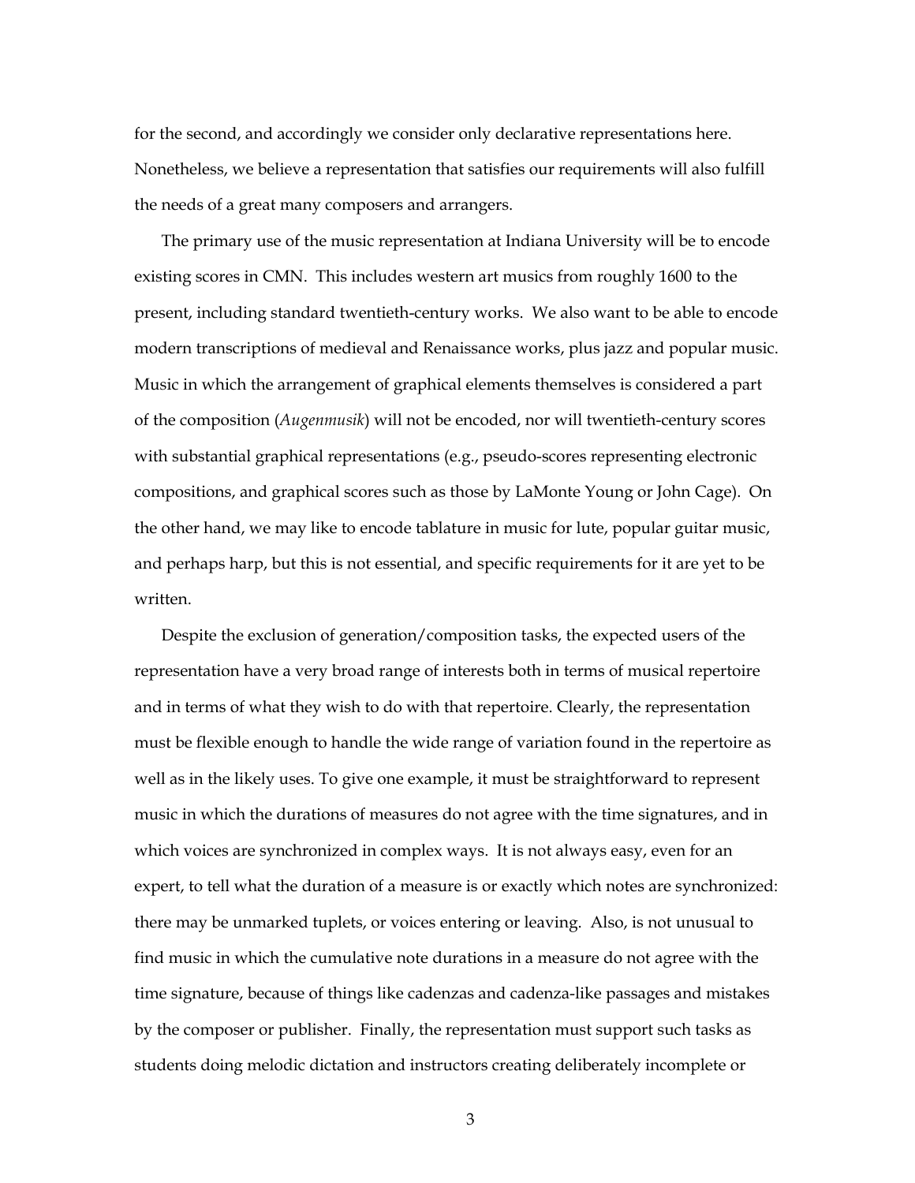for the second, and accordingly we consider only declarative representations here. Nonetheless, we believe a representation that satisfies our requirements will also fulfill the needs of a great many composers and arrangers.

The primary use of the music representation at Indiana University will be to encode existing scores in CMN. This includes western art musics from roughly 1600 to the present, including standard twentieth-century works. We also want to be able to encode modern transcriptions of medieval and Renaissance works, plus jazz and popular music. Music in which the arrangement of graphical elements themselves is considered a part of the composition (*Augenmusik*) will not be encoded, nor will twentieth-century scores with substantial graphical representations (e.g., pseudo-scores representing electronic compositions, and graphical scores such as those by LaMonte Young or John Cage). On the other hand, we may like to encode tablature in music for lute, popular guitar music, and perhaps harp, but this is not essential, and specific requirements for it are yet to be written.

Despite the exclusion of generation/composition tasks, the expected users of the representation have a very broad range of interests both in terms of musical repertoire and in terms of what they wish to do with that repertoire. Clearly, the representation must be flexible enough to handle the wide range of variation found in the repertoire as well as in the likely uses. To give one example, it must be straightforward to represent music in which the durations of measures do not agree with the time signatures, and in which voices are synchronized in complex ways. It is not always easy, even for an expert, to tell what the duration of a measure is or exactly which notes are synchronized: there may be unmarked tuplets, or voices entering or leaving. Also, is not unusual to find music in which the cumulative note durations in a measure do not agree with the time signature, because of things like cadenzas and cadenza-like passages and mistakes by the composer or publisher. Finally, the representation must support such tasks as students doing melodic dictation and instructors creating deliberately incomplete or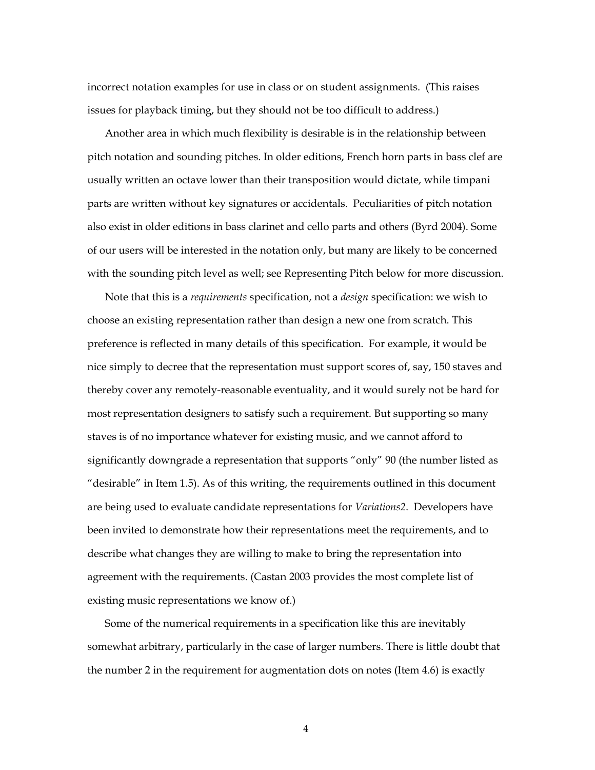incorrect notation examples for use in class or on student assignments. (This raises issues for playback timing, but they should not be too difficult to address.)

Another area in which much flexibility is desirable is in the relationship between pitch notation and sounding pitches. In older editions, French horn parts in bass clef are usually written an octave lower than their transposition would dictate, while timpani parts are written without key signatures or accidentals. Peculiarities of pitch notation also exist in older editions in bass clarinet and cello parts and others (Byrd 2004). Some of our users will be interested in the notation only, but many are likely to be concerned with the sounding pitch level as well; see Representing Pitch below for more discussion.

Note that this is a *requirements* specification, not a *design* specification: we wish to choose an existing representation rather than design a new one from scratch. This preference is reflected in many details of this specification. For example, it would be nice simply to decree that the representation must support scores of, say, 150 staves and thereby cover any remotely-reasonable eventuality, and it would surely not be hard for most representation designers to satisfy such a requirement. But supporting so many staves is of no importance whatever for existing music, and we cannot afford to significantly downgrade a representation that supports "only" 90 (the number listed as "desirable" in Item 1.5). As of this writing, the requirements outlined in this document are being used to evaluate candidate representations for *Variations2*. Developers have been invited to demonstrate how their representations meet the requirements, and to describe what changes they are willing to make to bring the representation into agreement with the requirements. (Castan 2003 provides the most complete list of existing music representations we know of.)

Some of the numerical requirements in a specification like this are inevitably somewhat arbitrary, particularly in the case of larger numbers. There is little doubt that the number 2 in the requirement for augmentation dots on notes (Item 4.6) is exactly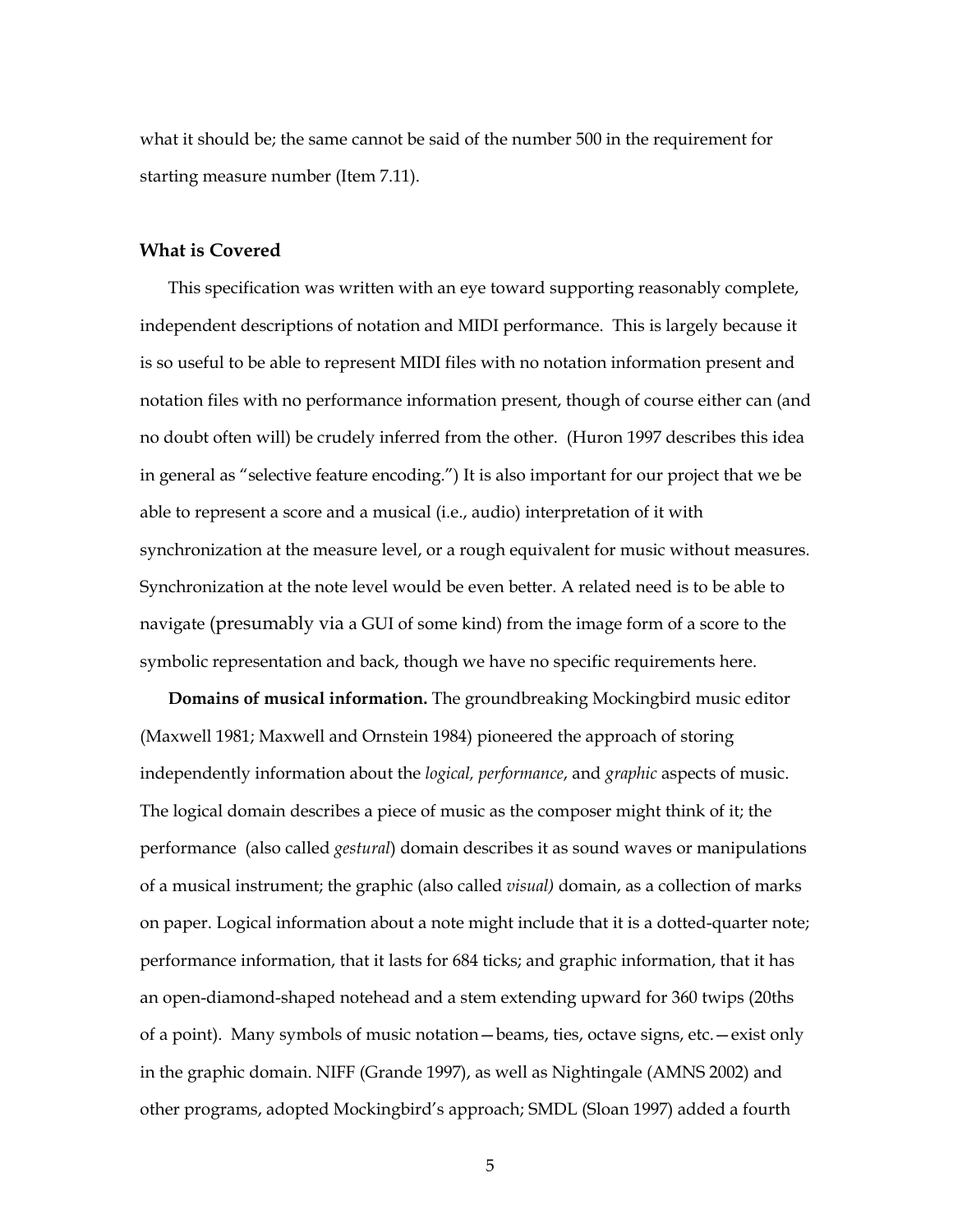what it should be; the same cannot be said of the number 500 in the requirement for starting measure number (Item 7.11).

### What is Covered

This specification was written with an eye toward supporting reasonably complete, independent descriptions of notation and MIDI performance. This is largely because it is so useful to be able to represent MIDI files with no notation information present and notation files with no performance information present, though of course either can (and no doubt often will) be crudely inferred from the other. (Huron 1997 describes this idea in general as "selective feature encoding.") It is also important for our project that we be able to represent a score and a musical (i.e., audio) interpretation of it with synchronization at the measure level, or a rough equivalent for music without measures. Synchronization at the note level would be even better. A related need is to be able to navigate (presumably via a GUI of some kind) from the image form of a score to the symbolic representation and back, though we have no specific requirements here.

**Domains of musical information.** The groundbreaking Mockingbird music editor (Maxwell 1981; Maxwell and Ornstein 1984) pioneered the approach of storing independently information about the *logical, performance*, and *graphic* aspects of music. The logical domain describes a piece of music as the composer might think of it; the performance (also called *gestural*) domain describes it as sound waves or manipulations of a musical instrument; the graphic (also called *visual)* domain, as a collection of marks on paper. Logical information about a note might include that it is a dotted-quarter note; performance information, that it lasts for 684 ticks; and graphic information, that it has an open-diamond-shaped notehead and a stem extending upward for 360 twips (20ths of a point). Many symbols of music notation—beams, ties, octave signs, etc.—exist only in the graphic domain. NIFF (Grande 1997), as well as Nightingale (AMNS 2002) and other programs, adopted Mockingbird's approach; SMDL (Sloan 1997) added a fourth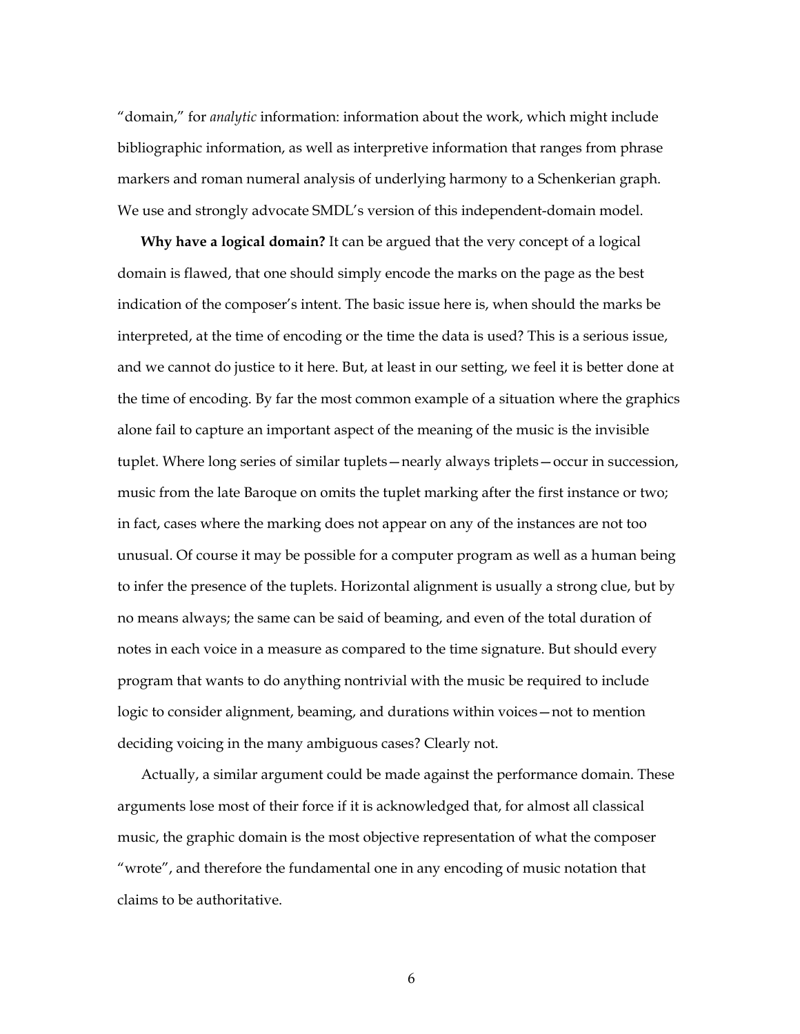"domain," for *analytic* information: information about the work, which might include bibliographic information, as well as interpretive information that ranges from phrase markers and roman numeral analysis of underlying harmony to a Schenkerian graph. We use and strongly advocate SMDL's version of this independent-domain model.

**Why have a logical domain?** It can be argued that the very concept of a logical domain is flawed, that one should simply encode the marks on the page as the best indication of the composer's intent. The basic issue here is, when should the marks be interpreted, at the time of encoding or the time the data is used? This is a serious issue, and we cannot do justice to it here. But, at least in our setting, we feel it is better done at the time of encoding. By far the most common example of a situation where the graphics alone fail to capture an important aspect of the meaning of the music is the invisible tuplet. Where long series of similar tuplets—nearly always triplets—occur in succession, music from the late Baroque on omits the tuplet marking after the first instance or two; in fact, cases where the marking does not appear on any of the instances are not too unusual. Of course it may be possible for a computer program as well as a human being to infer the presence of the tuplets. Horizontal alignment is usually a strong clue, but by no means always; the same can be said of beaming, and even of the total duration of notes in each voice in a measure as compared to the time signature. But should every program that wants to do anything nontrivial with the music be required to include logic to consider alignment, beaming, and durations within voices—not to mention deciding voicing in the many ambiguous cases? Clearly not.

Actually, a similar argument could be made against the performance domain. These arguments lose most of their force if it is acknowledged that, for almost all classical music, the graphic domain is the most objective representation of what the composer "wrote", and therefore the fundamental one in any encoding of music notation that claims to be authoritative.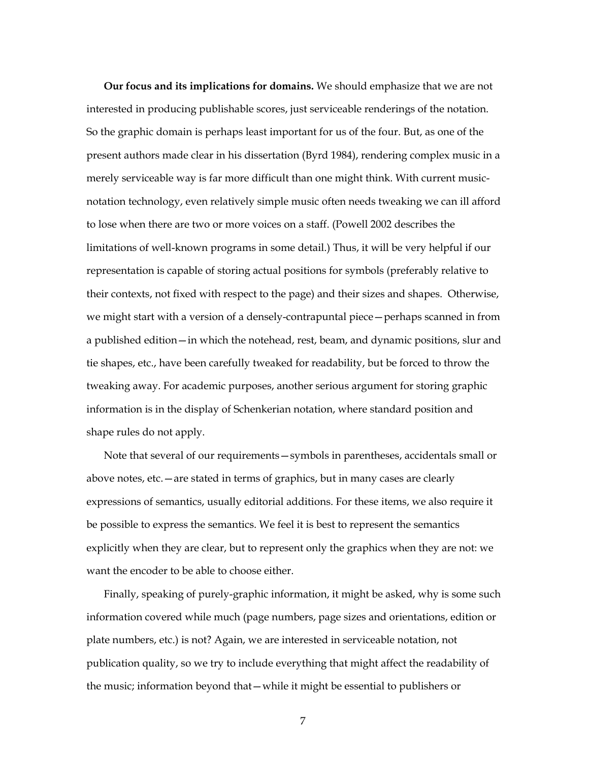**Our focus and its implications for domains.** We should emphasize that we are not interested in producing publishable scores, just serviceable renderings of the notation. So the graphic domain is perhaps least important for us of the four. But, as one of the present authors made clear in his dissertation (Byrd 1984), rendering complex music in a merely serviceable way is far more difficult than one might think. With current music-notation technology, even relatively simple music often needs tweaking we can ill afford to lose when there are two or more voices on a staff. (Powell 2002 describes the limitations of well-known programs in some detail.) Thus, it will be very helpful if our representation is capable of storing actual positions for symbols (preferably relative to their contexts, not fixed with respect to the page) and their sizes and shapes. Otherwise, we might start with a version of a densely-contrapuntal piece—perhaps scanned in from a published edition—in which the notehead, rest, beam, and dynamic positions, slur and tie shapes, etc., have been carefully tweaked for readability, but be forced to throw the tweaking away. For academic purposes, another serious argument for storing graphic information is in the display of Schenkerian notation, where standard position and shape rules do not apply.

Note that several of our requirements—symbols in parentheses, accidentals small or above notes, etc.—are stated in terms of graphics, but in many cases are clearly expressions of semantics, usually editorial additions. For these items, we also require it be possible to express the semantics. We feel it is best to represent the semantics explicitly when they are clear, but to represent only the graphics when they are not: we want the encoder to be able to choose either.

Finally, speaking of purely-graphic information, it might be asked, why is some such information covered while much (page numbers, page sizes and orientations, edition or plate numbers, etc.) is not? Again, we are interested in serviceable notation, not publication quality, so we try to include everything that might affect the readability of the music; information beyond that—while it might be essential to publishers or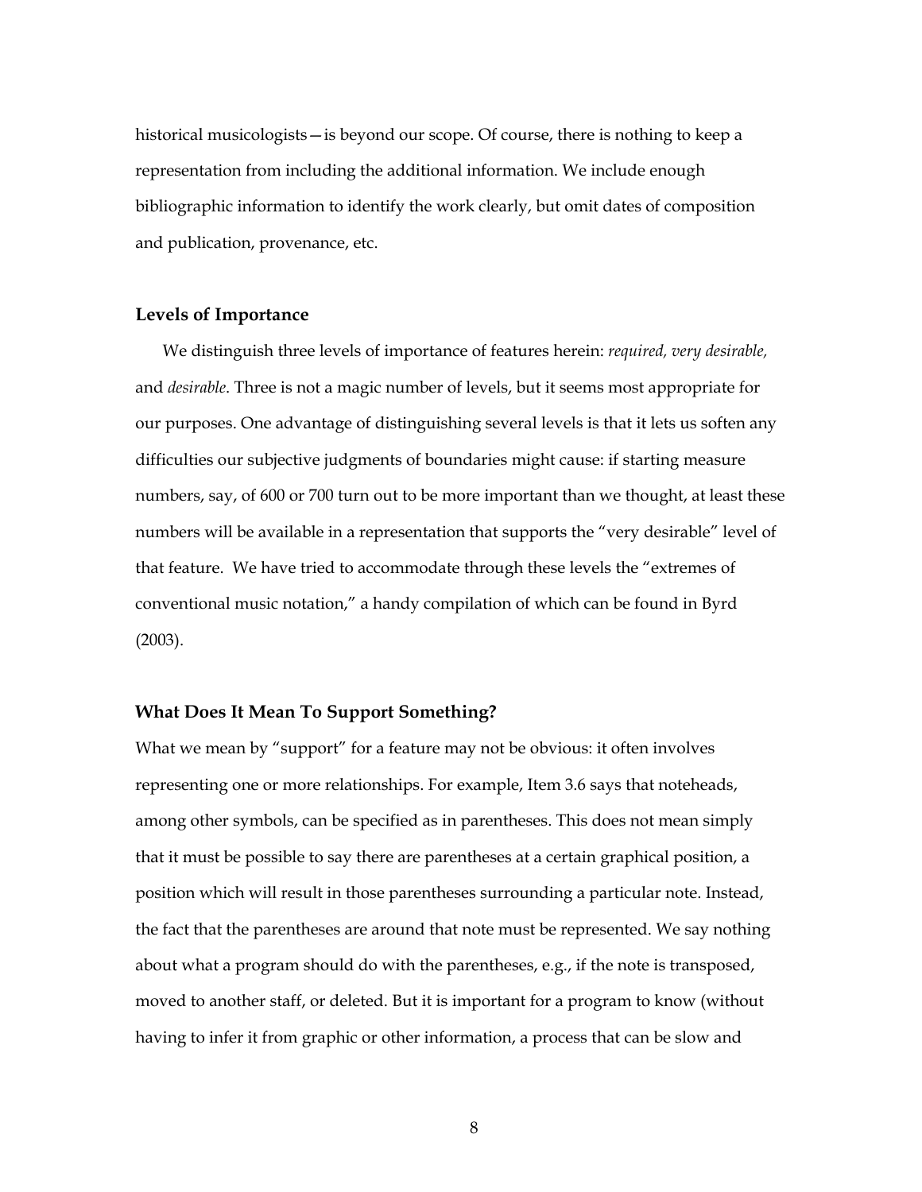historical musicologists—is beyond our scope. Of course, there is nothing to keep a representation from including the additional information. We include enough bibliographic information to identify the work clearly, but omit dates of composition and publication, provenance, etc.

### Levels of Importance

We distinguish three levels of importance of features herein: *required, very desirable,* and *desirable*. Three is not a magic number of levels, but it seems most appropriate for our purposes. One advantage of distinguishing several levels is that it lets us soften any difficulties our subjective judgments of boundaries might cause: if starting measure numbers, say, of 600 or 700 turn out to be more important than we thought, at least these numbers will be available in a representation that supports the "very desirable" level of that feature. We have tried to accommodate through these levels the "extremes of conventional music notation," a handy compilation of which can be found in Byrd (2003).

### What Does It Mean To Support Something?

What we mean by "support" for a feature may not be obvious: it often involves representing one or more relationships. For example, Item 3.6 says that noteheads, among other symbols, can be specified as in parentheses. This does not mean simply that it must be possible to say there are parentheses at a certain graphical position, a position which will result in those parentheses surrounding a particular note. Instead, the fact that the parentheses are around that note must be represented. We say nothing about what a program should do with the parentheses, e.g., if the note is transposed, moved to another staff, or deleted. But it is important for a program to know (without having to infer it from graphic or other information, a process that can be slow and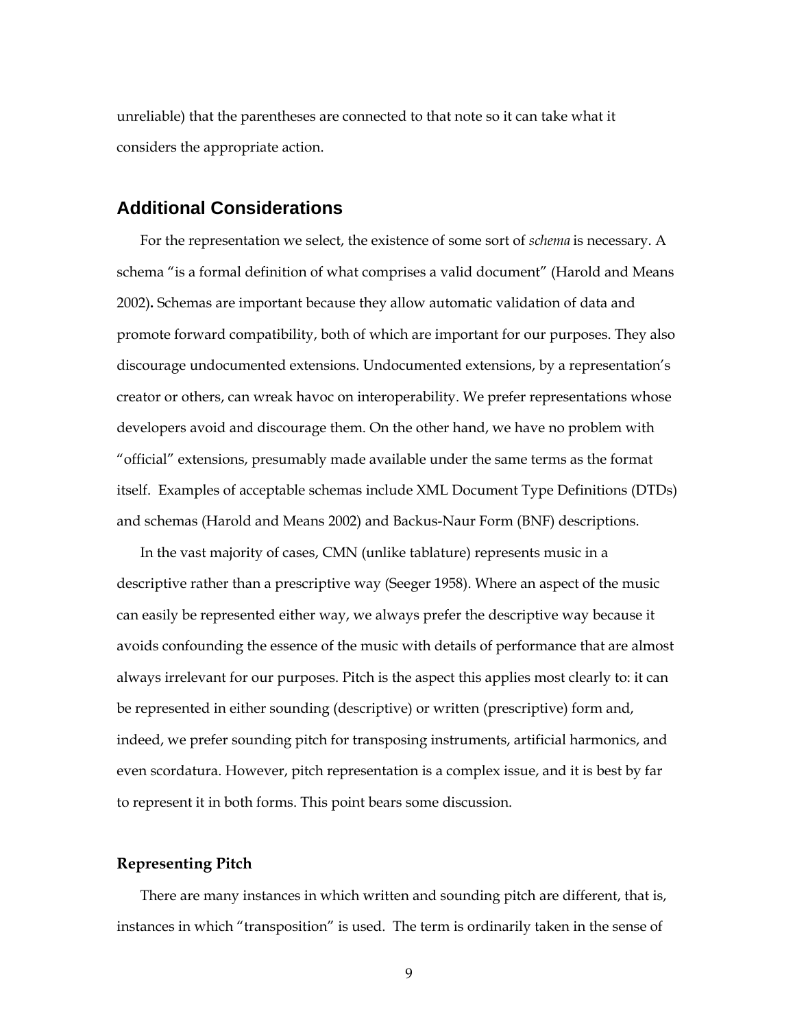unreliable) that the parentheses are connected to that note so it can take what it considers the appropriate action.

## Additional Considerations

For the representation we select, the existence of some sort of *schema* is necessary. A schema "is a formal definition of what comprises a valid document" (Harold and Means 2002)**.** Schemas are important because they allow automatic validation of data and promote forward compatibility, both of which are important for our purposes. They also discourage undocumented extensions. Undocumented extensions, by a representation's creator or others, can wreak havoc on interoperability. We prefer representations whose developers avoid and discourage them. On the other hand, we have no problem with "official" extensions, presumably made available under the same terms as the format itself. Examples of acceptable schemas include XML Document Type Definitions (DTDs) and schemas (Harold and Means 2002) and Backus-Naur Form (BNF) descriptions.

In the vast majority of cases, CMN (unlike tablature) represents music in a descriptive rather than a prescriptive way (Seeger 1958). Where an aspect of the music can easily be represented either way, we always prefer the descriptive way because it avoids confounding the essence of the music with details of performance that are almost always irrelevant for our purposes. Pitch is the aspect this applies most clearly to: it can be represented in either sounding (descriptive) or written (prescriptive) form and, indeed, we prefer sounding pitch for transposing instruments, artificial harmonics, and even scordatura. However, pitch representation is a complex issue, and it is best by far to represent it in both forms. This point bears some discussion.

### Representing Pitch

There are many instances in which written and sounding pitch are different, that is, instances in which "transposition" is used. The term is ordinarily taken in the sense of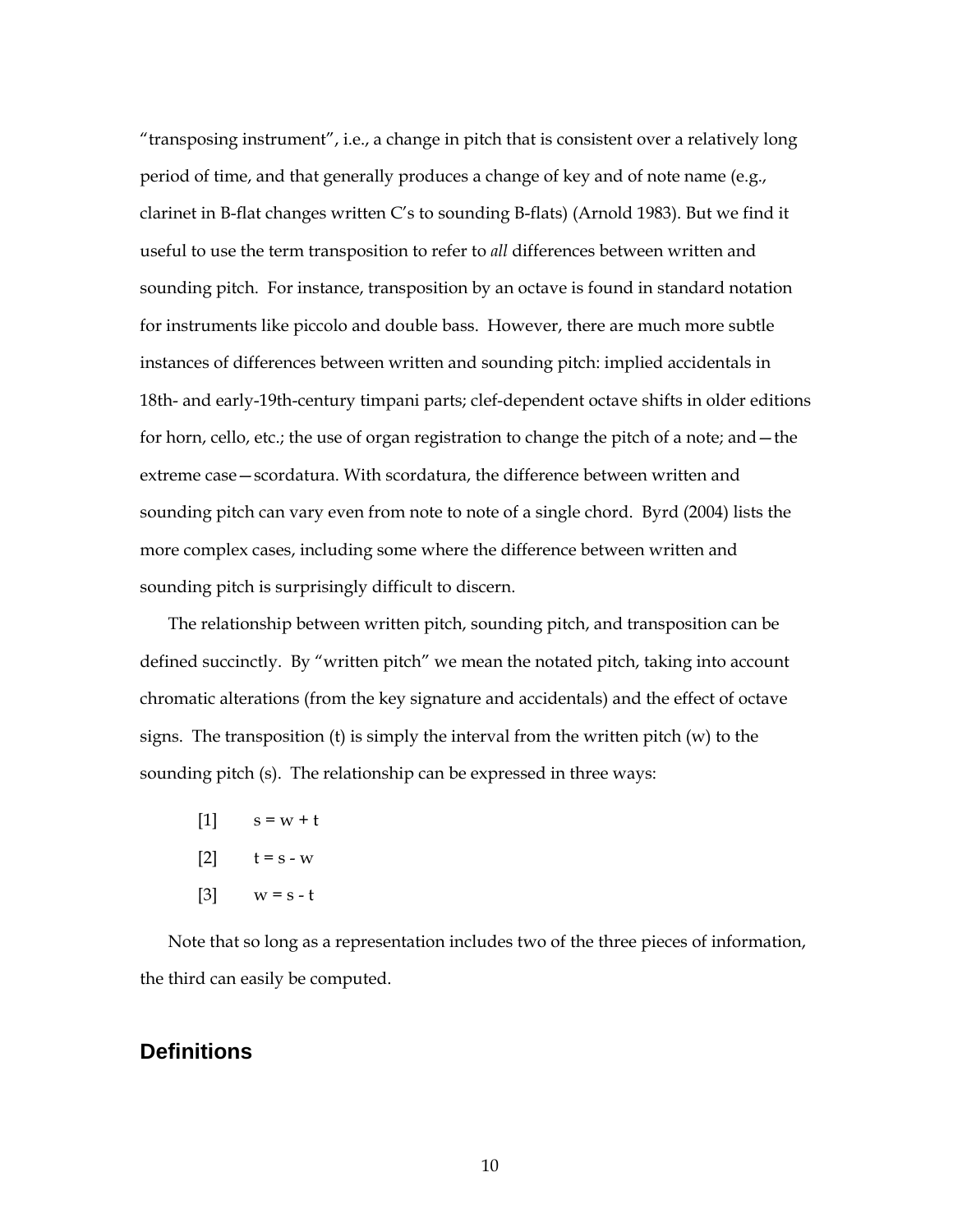"transposing instrument", i.e., a change in pitch that is consistent over a relatively long period of time, and that generally produces a change of key and of note name (e.g., clarinet in B-flat changes written C's to sounding B-flats) (Arnold 1983). But we find it useful to use the term transposition to refer to *all* differences between written and sounding pitch. For instance, transposition by an octave is found in standard notation for instruments like piccolo and double bass. However, there are much more subtle instances of differences between written and sounding pitch: implied accidentals in 18th- and early-19th-century timpani parts; clef-dependent octave shifts in older editions for horn, cello, etc.; the use of organ registration to change the pitch of a note; and—the extreme case—scordatura. With scordatura, the difference between written and sounding pitch can vary even from note to note of a single chord. Byrd (2004) lists the more complex cases, including some where the difference between written and sounding pitch is surprisingly difficult to discern.

The relationship between written pitch, sounding pitch, and transposition can be defined succinctly. By "written pitch" we mean the notated pitch, taking into account chromatic alterations (from the key signature and accidentals) and the effect of octave signs. The transposition (t) is simply the interval from the written pitch (w) to the sounding pitch (s). The relationship can be expressed in three ways:

[1] $s = w + t$

[2] $t = s - w$

[3] $w = s - t$

Note that so long as a representation includes two of the three pieces of information, the third can easily be computed.

## Definitions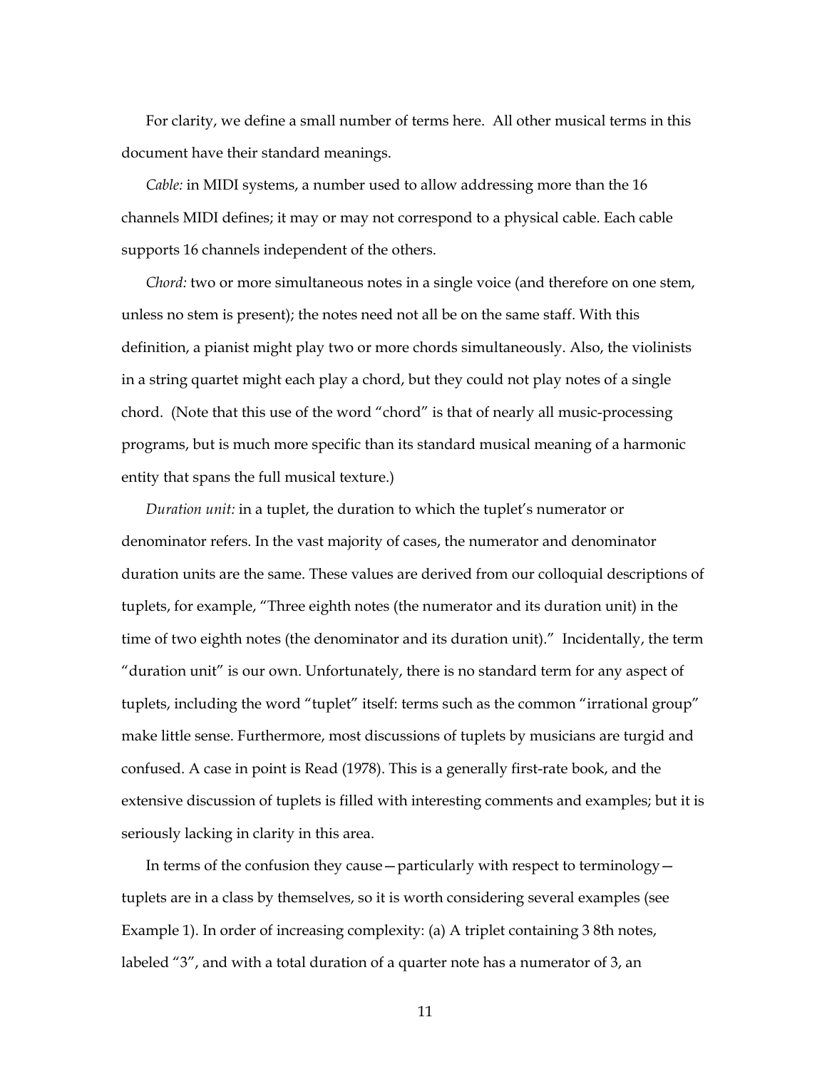For clarity, we define a small number of terms here. All other musical terms in this document have their standard meanings.

*Cable:* in MIDI systems, a number used to allow addressing more than the 16 channels MIDI defines; it may or may not correspond to a physical cable. Each cable supports 16 channels independent of the others.

*Chord:* two or more simultaneous notes in a single voice (and therefore on one stem, unless no stem is present); the notes need not all be on the same staff. With this definition, a pianist might play two or more chords simultaneously. Also, the violinists in a string quartet might each play a chord, but they could not play notes of a single chord. (Note that this use of the word "chord" is that of nearly all music-processing programs, but is much more specific than its standard musical meaning of a harmonic entity that spans the full musical texture.)

*Duration unit:* in a tuplet, the duration to which the tuplet's numerator or denominator refers. In the vast majority of cases, the numerator and denominator duration units are the same. These values are derived from our colloquial descriptions of tuplets, for example, "Three eighth notes (the numerator and its duration unit) in the time of two eighth notes (the denominator and its duration unit)." Incidentally, the term "duration unit" is our own. Unfortunately, there is no standard term for any aspect of tuplets, including the word "tuplet" itself: terms such as the common "irrational group" make little sense. Furthermore, most discussions of tuplets by musicians are turgid and confused. A case in point is Read (1978). This is a generally first-rate book, and the extensive discussion of tuplets is filled with interesting comments and examples; but it is seriously lacking in clarity in this area.

In terms of the confusion they cause—particularly with respect to terminology—tuplets are in a class by themselves, so it is worth considering several examples (see Example 1). In order of increasing complexity: (a) A triplet containing 3 8th notes, labeled "3", and with a total duration of a quarter note has a numerator of 3, an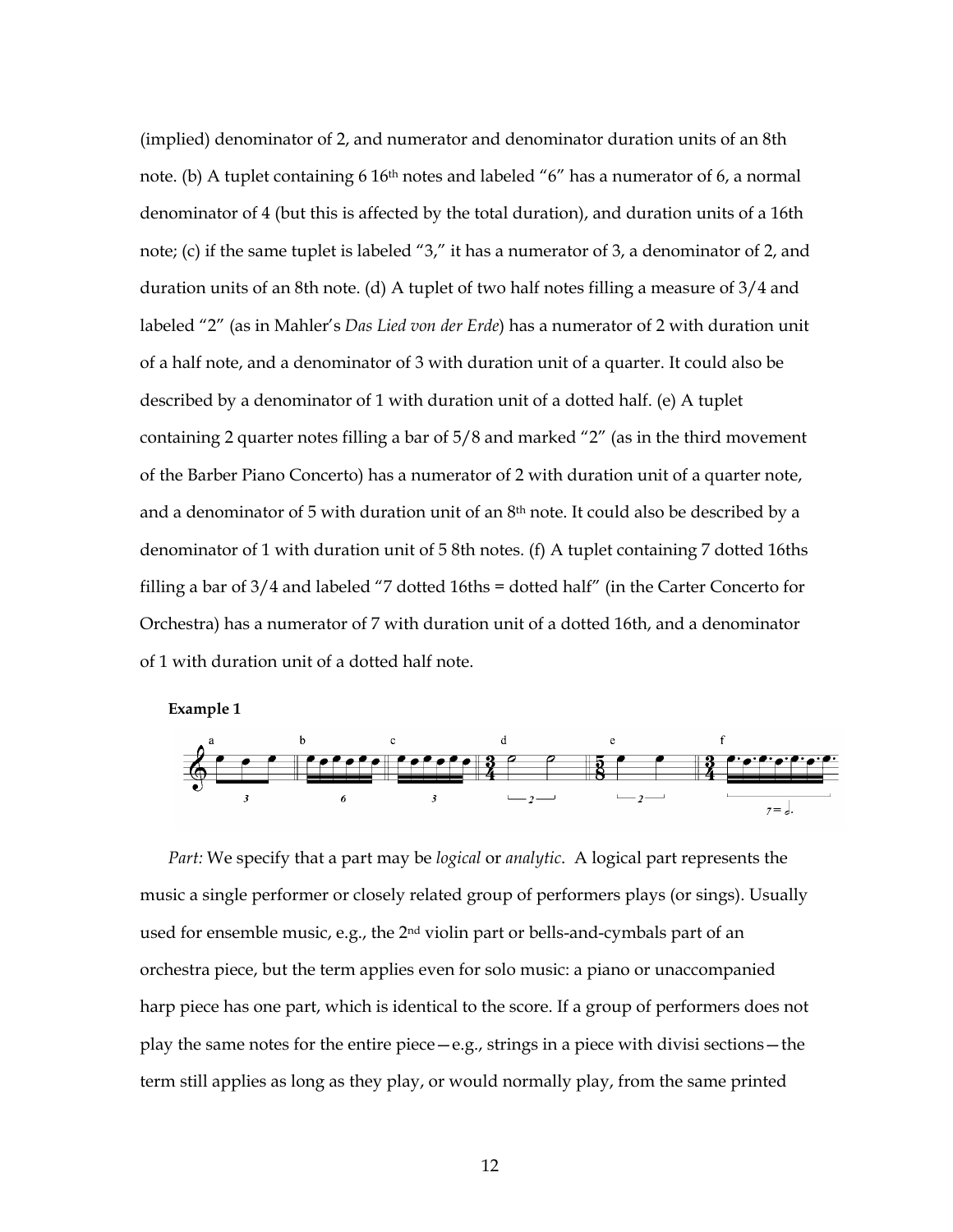(implied) denominator of 2, and numerator and denominator duration units of an 8th note. (b) A tuplet containing 6 16th notes and labeled "6" has a numerator of 6, a normal denominator of 4 (but this is affected by the total duration), and duration units of a 16th note; (c) if the same tuplet is labeled "3," it has a numerator of 3, a denominator of 2, and duration units of an 8th note. (d) A tuplet of two half notes filling a measure of 3/4 and labeled "2" (as in Mahler's *Das Lied von der Erde*) has a numerator of 2 with duration unit of a half note, and a denominator of 3 with duration unit of a quarter. It could also be described by a denominator of 1 with duration unit of a dotted half. (e) A tuplet containing 2 quarter notes filling a bar of 5/8 and marked "2" (as in the third movement of the Barber Piano Concerto) has a numerator of 2 with duration unit of a quarter note, and a denominator of 5 with duration unit of an 8th note. It could also be described by a denominator of 1 with duration unit of 5 8th notes. (f) A tuplet containing 7 dotted 16ths filling a bar of 3/4 and labeled "7 dotted 16ths = dotted half" (in the Carter Concerto for Orchestra) has a numerator of 7 with duration unit of a dotted 16th, and a denominator of 1 with duration unit of a dotted half note.

**Example 1**

*Part:* We specify that a part may be *logical* or *analytic*. A logical part represents the music a single performer or closely related group of performers plays (or sings). Usually used for ensemble music, e.g., the 2nd violin part or bells-and-cymbals part of an orchestra piece, but the term applies even for solo music: a piano or unaccompanied harp piece has one part, which is identical to the score. If a group of performers does not play the same notes for the entire piece—e.g., strings in a piece with divisi sections—the term still applies as long as they play, or would normally play, from the same printed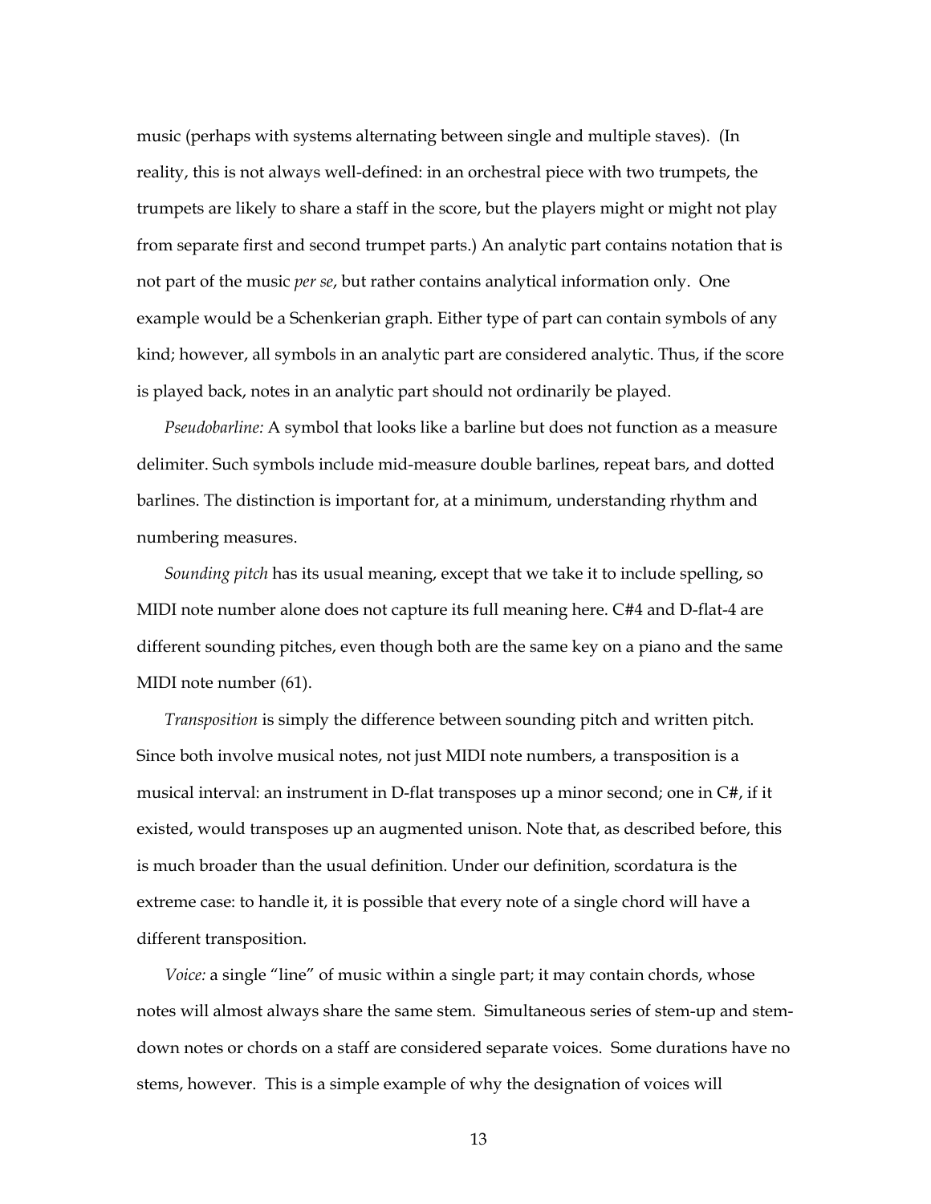music (perhaps with systems alternating between single and multiple staves). (In reality, this is not always well-defined: in an orchestral piece with two trumpets, the trumpets are likely to share a staff in the score, but the players might or might not play from separate first and second trumpet parts.) An analytic part contains notation that is not part of the music *per se*, but rather contains analytical information only. One example would be a Schenkerian graph. Either type of part can contain symbols of any kind; however, all symbols in an analytic part are considered analytic. Thus, if the score is played back, notes in an analytic part should not ordinarily be played.

*Pseudobarline:* A symbol that looks like a barline but does not function as a measure delimiter. Such symbols include mid-measure double barlines, repeat bars, and dotted barlines. The distinction is important for, at a minimum, understanding rhythm and numbering measures.

*Sounding pitch* has its usual meaning, except that we take it to include spelling, so MIDI note number alone does not capture its full meaning here. C#4 and D-flat-4 are different sounding pitches, even though both are the same key on a piano and the same MIDI note number (61).

*Transposition* is simply the difference between sounding pitch and written pitch. Since both involve musical notes, not just MIDI note numbers, a transposition is a musical interval: an instrument in D-flat transposes up a minor second; one in C#, if it existed, would transposes up an augmented unison. Note that, as described before, this is much broader than the usual definition. Under our definition, scordatura is the extreme case: to handle it, it is possible that every note of a single chord will have a different transposition.

*Voice:* a single "line" of music within a single part; it may contain chords, whose notes will almost always share the same stem. Simultaneous series of stem-up and stem-down notes or chords on a staff are considered separate voices. Some durations have no stems, however. This is a simple example of why the designation of voices will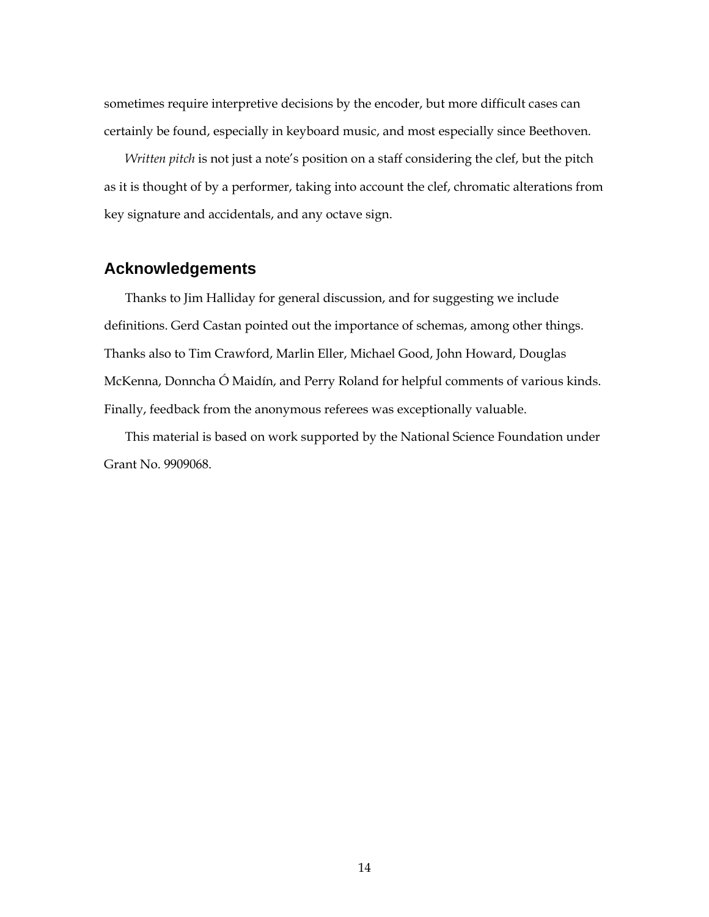sometimes require interpretive decisions by the encoder, but more difficult cases can certainly be found, especially in keyboard music, and most especially since Beethoven.

*Written pitch* is not just a note's position on a staff considering the clef, but the pitch as it is thought of by a performer, taking into account the clef, chromatic alterations from key signature and accidentals, and any octave sign.

## Acknowledgements

Thanks to Jim Halliday for general discussion, and for suggesting we include definitions. Gerd Castan pointed out the importance of schemas, among other things. Thanks also to Tim Crawford, Marlin Eller, Michael Good, John Howard, Douglas McKenna, Donncha Ó Maidín, and Perry Roland for helpful comments of various kinds. Finally, feedback from the anonymous referees was exceptionally valuable.

This material is based on work supported by the National Science Foundation under Grant No. 9909068.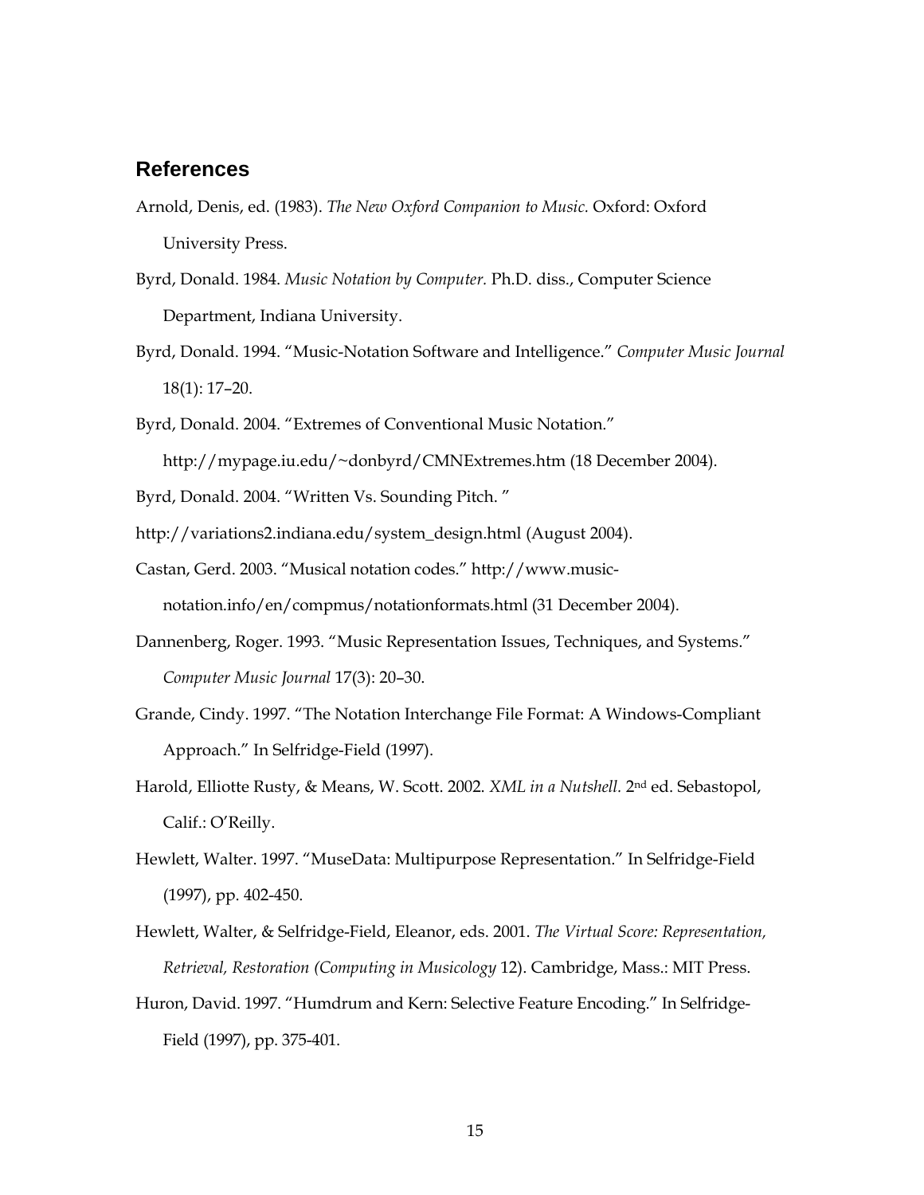## References

Arnold, Denis, ed. (1983). *The New Oxford Companion to Music.* Oxford: Oxford University Press.

Byrd, Donald. 1984. *Music Notation by Computer.* Ph.D. diss., Computer Science Department, Indiana University.

Byrd, Donald. 1994. "Music-Notation Software and Intelligence." *Computer Music Journal* 18(1): 17–20.

Byrd, Donald. 2004. "Extremes of Conventional Music Notation." http://mypage.iu.edu/~donbyrd/CMNExtremes.htm (18 December 2004).

Byrd, Donald. 2004. "Written Vs. Sounding Pitch. "

http://variations2.indiana.edu/system_design.html (August 2004).

Castan, Gerd. 2003. "Musical notation codes." http://www.music-notation.info/en/compmus/notationformats.html (31 December 2004).

Dannenberg, Roger. 1993. "Music Representation Issues, Techniques, and Systems." *Computer Music Journal* 17(3): 20–30.

Grande, Cindy. 1997. "The Notation Interchange File Format: A Windows-Compliant Approach." In Selfridge-Field (1997).

Harold, Elliotte Rusty, & Means, W. Scott. 2002. *XML in a Nutshell.* 2nd ed. Sebastopol, Calif.: O'Reilly.

Hewlett, Walter. 1997. "MuseData: Multipurpose Representation." In Selfridge-Field (1997), pp. 402-450.

Hewlett, Walter, & Selfridge-Field, Eleanor, eds. 2001. *The Virtual Score: Representation, Retrieval, Restoration (Computing in Musicology* 12). Cambridge, Mass.: MIT Press.

Huron, David. 1997. "Humdrum and Kern: Selective Feature Encoding." In Selfridge-Field (1997), pp. 375-401.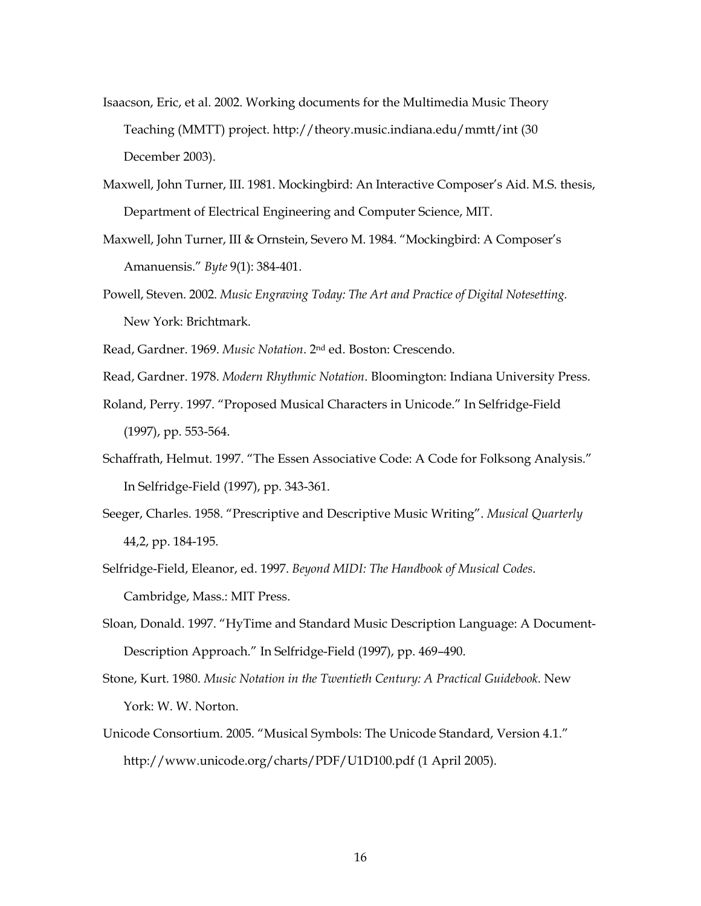Isaacson, Eric, et al. 2002. Working documents for the Multimedia Music Theory Teaching (MMTT) project. http://theory.music.indiana.edu/mmtt/int (30 December 2003).

Maxwell, John Turner, III. 1981. Mockingbird: An Interactive Composer's Aid. M.S. thesis, Department of Electrical Engineering and Computer Science, MIT.

Maxwell, John Turner, III & Ornstein, Severo M. 1984. "Mockingbird: A Composer's Amanuensis." *Byte* 9(1): 384-401.

Powell, Steven. 2002. *Music Engraving Today: The Art and Practice of Digital Notesetting.* New York: Brichtmark.

Read, Gardner. 1969. *Music Notation*. 2nd ed. Boston: Crescendo.

Read, Gardner. 1978. *Modern Rhythmic Notation*. Bloomington: Indiana University Press.

Roland, Perry. 1997. "Proposed Musical Characters in Unicode." In Selfridge-Field (1997), pp. 553-564.

Schaffrath, Helmut. 1997. "The Essen Associative Code: A Code for Folksong Analysis." In Selfridge-Field (1997), pp. 343-361.

Seeger, Charles. 1958. "Prescriptive and Descriptive Music Writing". *Musical Quarterly* 44,2, pp. 184-195.

Selfridge-Field, Eleanor, ed. 1997. *Beyond MIDI: The Handbook of Musical Codes*. Cambridge, Mass.: MIT Press.

Sloan, Donald. 1997. "HyTime and Standard Music Description Language: A Document-Description Approach." In Selfridge-Field (1997), pp. 469–490.

Stone, Kurt. 1980. *Music Notation in the Twentieth Century: A Practical Guidebook.* New York: W. W. Norton.

Unicode Consortium. 2005. "Musical Symbols: The Unicode Standard, Version 4.1." http://www.unicode.org/charts/PDF/U1D100.pdf (1 April 2005).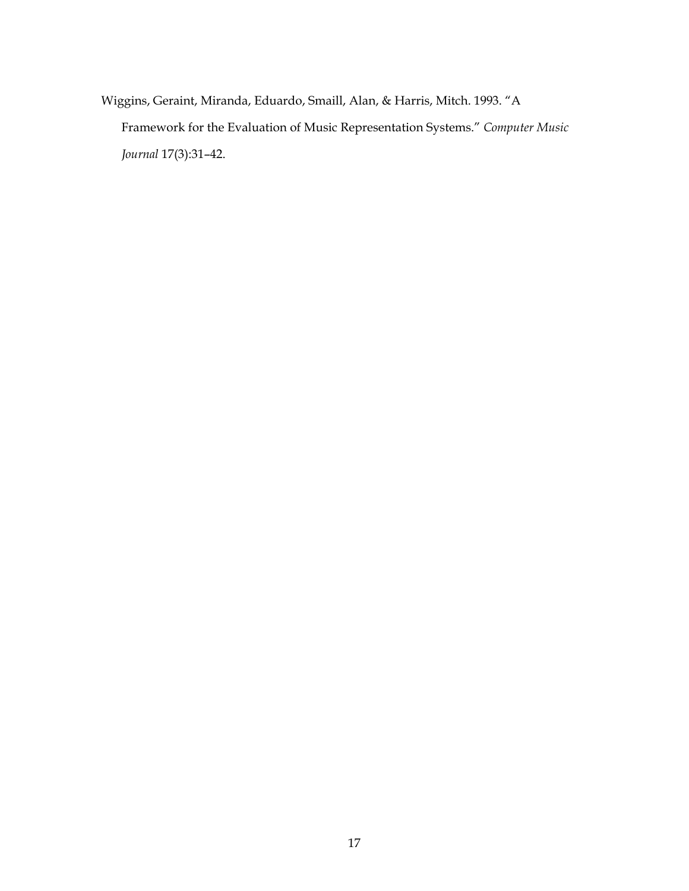Wiggins, Geraint, Miranda, Eduardo, Smaill, Alan, & Harris, Mitch. 1993. "A Framework for the Evaluation of Music Representation Systems." *Computer Music Journal* 17(3):31–42.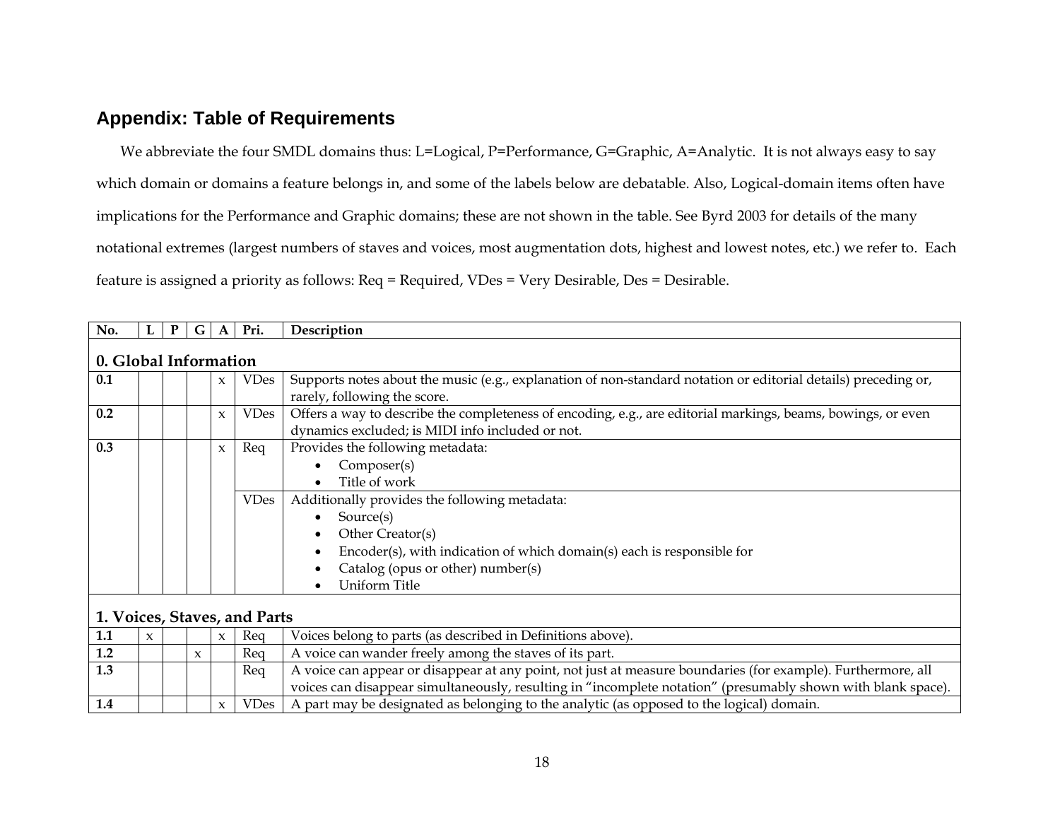## Appendix: Table of Requirements

We abbreviate the four SMDL domains thus: L=Logical, P=Performance, G=Graphic, A=Analytic. It is not always easy to say which domain or domains a feature belongs in, and some of the labels below are debatable. Also, Logical-domain items often have implications for the Performance and Graphic domains; these are not shown in the table. See Byrd 2003 for details of the many notational extremes (largest numbers of staves and voices, most augmentation dots, highest and lowest notes, etc.) we refer to. Each feature is assigned a priority as follows: Req = Required, VDes = Very Desirable, Des = Desirable.

| No. | L | P | G | A | Pri. | Description |
|---|---|---|---|---|---|---|
| **0. Global Information** | | | | | | |
| **0.1** | | | | x | VDes | Supports notes about the music (e.g., explanation of non-standard notation or editorial details) preceding or, rarely, following the score. |
| **0.2** | | | | x | VDes | Offers a way to describe the completeness of encoding, e.g., are editorial markings, beams, bowings, or even dynamics excluded; is MIDI info included or not. |
| **0.3** | | | | x | Req | Provides the following metadata: • Composer(s) • Title of work |
| | | | | | VDes | Additionally provides the following metadata: • Source(s) • Other Creator(s) • Encoder(s), with indication of which domain(s) each is responsible for • Catalog (opus or other) number(s) • Uniform Title |
| **1. Voices, Staves, and Parts** | | | | | | |
| **1.1** | x | | | x | Req | Voices belong to parts (as described in Definitions above). |
| **1.2** | | | x | | Req | A voice can wander freely among the staves of its part. |
| **1.3** | | | | | Req | A voice can appear or disappear at any point, not just at measure boundaries (for example). Furthermore, all voices can disappear simultaneously, resulting in "incomplete notation" (presumably shown with blank space). |
| **1.4** | | | | x | VDes | A part may be designated as belonging to the analytic (as opposed to the logical) domain. |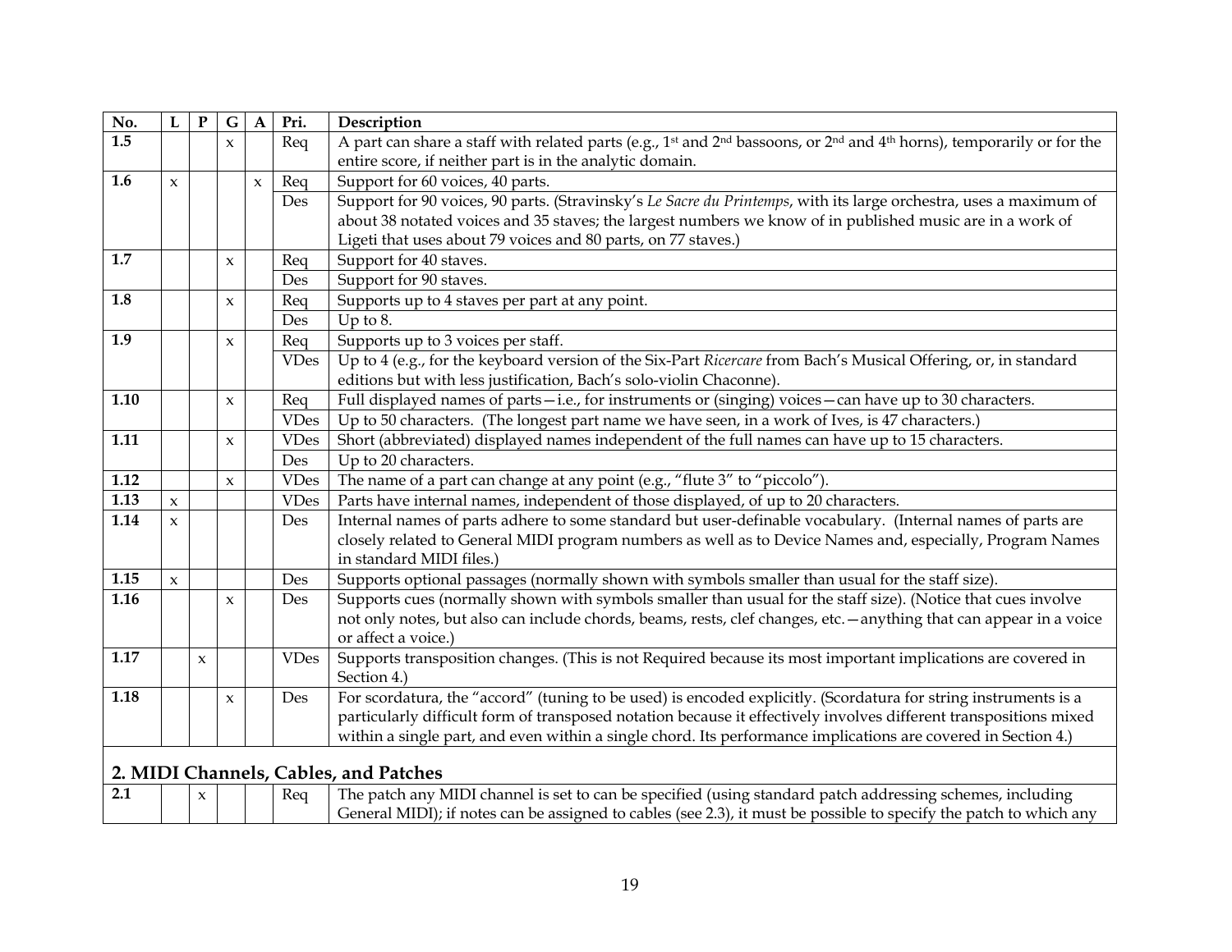| No. | L | P | G | A | Pri. | Description |
|---|---|---|---|---|---|---|
| **1.5** | | | x | | Req | A part can share a staff with related parts (e.g., 1st and 2nd bassoons, or 2nd and 4th horns), temporarily or for the entire score, if neither part is in the analytic domain. |
| **1.6** | x | | | x | Req | Support for 60 voices, 40 parts. |
| | | | | | Des | Support for 90 voices, 90 parts. (Stravinsky's *Le Sacre du Printemps*, with its large orchestra, uses a maximum of about 38 notated voices and 35 staves; the largest numbers we know of in published music are in a work of Ligeti that uses about 79 voices and 80 parts, on 77 staves.) |
| **1.7** | | | x | | Req | Support for 40 staves. |
| | | | | | Des | Support for 90 staves. |
| **1.8** | | | x | | Req | Supports up to 4 staves per part at any point. |
| | | | | | Des | Up to 8. |
| **1.9** | | | x | | Req | Supports up to 3 voices per staff. |
| | | | | | VDes | Up to 4 (e.g., for the keyboard version of the Six-Part *Ricercare* from Bach's Musical Offering, or, in standard editions but with less justification, Bach's solo-violin Chaconne). |
| **1.10** | | | x | | Req | Full displayed names of parts—i.e., for instruments or (singing) voices—can have up to 30 characters. |
| | | | | | VDes | Up to 50 characters. (The longest part name we have seen, in a work of Ives, is 47 characters.) |
| **1.11** | | | x | | VDes | Short (abbreviated) displayed names independent of the full names can have up to 15 characters. |
| | | | | | Des | Up to 20 characters. |
| **1.12** | | | x | | VDes | The name of a part can change at any point (e.g., "flute 3" to "piccolo"). |
| **1.13** | x | | | | VDes | Parts have internal names, independent of those displayed, of up to 20 characters. |
| **1.14** | x | | | | Des | Internal names of parts adhere to some standard but user-definable vocabulary. (Internal names of parts are closely related to General MIDI program numbers as well as to Device Names and, especially, Program Names in standard MIDI files.) |
| **1.15** | x | | | | Des | Supports optional passages (normally shown with symbols smaller than usual for the staff size). |
| **1.16** | | | x | | Des | Supports cues (normally shown with symbols smaller than usual for the staff size). (Notice that cues involve not only notes, but also can include chords, beams, rests, clef changes, etc.—anything that can appear in a voice or affect a voice.) |
| **1.17** | | x | | | VDes | Supports transposition changes. (This is not Required because its most important implications are covered in Section 4.) |
| **1.18** | | | x | | Des | For scordatura, the "accord" (tuning to be used) is encoded explicitly. (Scordatura for string instruments is a particularly difficult form of transposed notation because it effectively involves different transpositions mixed within a single part, and even within a single chord. Its performance implications are covered in Section 4.) |

## 2. MIDI Channels, Cables, and Patches

| No. | L | P | G | A | Pri. | Description |
|---|---|---|---|---|---|---|
| **2.1** | | x | | | Req | The patch any MIDI channel is set to can be specified (using standard patch addressing schemes, including General MIDI); if notes can be assigned to cables (see 2.3), it must be possible to specify the patch to which any |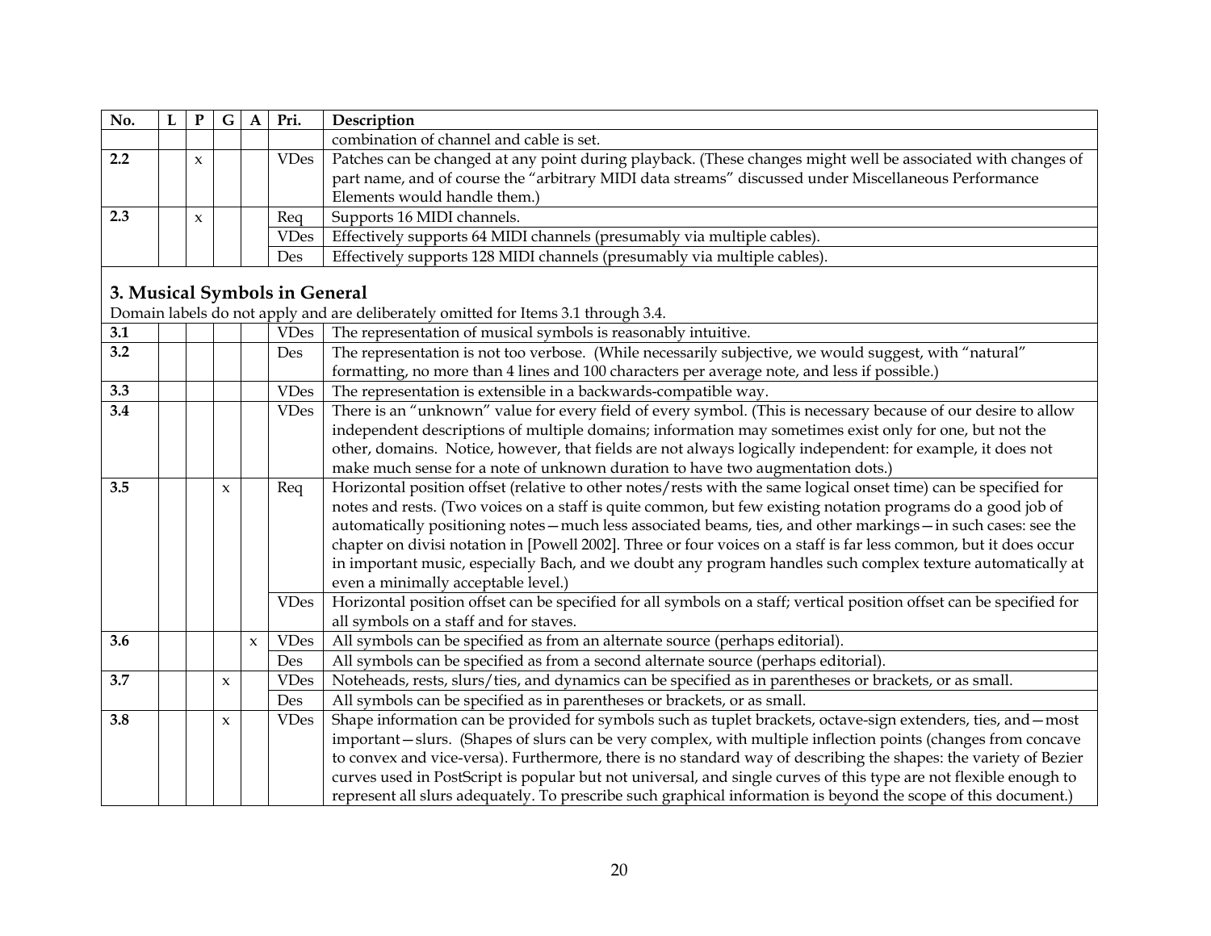| No. | L | P | G | A | Pri. | Description |
|---|---|---|---|---|---|---|
| | | | | | | combination of channel and cable is set. |
| **2.2** | | x | | | VDes | Patches can be changed at any point during playback. (These changes might well be associated with changes of part name, and of course the "arbitrary MIDI data streams" discussed under Miscellaneous Performance Elements would handle them.) |
| **2.3** | | x | | | Req | Supports 16 MIDI channels. |
| | | | | | VDes | Effectively supports 64 MIDI channels (presumably via multiple cables). |
| | | | | | Des | Effectively supports 128 MIDI channels (presumably via multiple cables). |

## 3. Musical Symbols in General

Domain labels do not apply and are deliberately omitted for Items 3.1 through 3.4.

| No. | L | P | G | A | Pri. | Description |
|---|---|---|---|---|---|---|
| **3.1** | | | | | VDes | The representation of musical symbols is reasonably intuitive. |
| **3.2** | | | | | Des | The representation is not too verbose. (While necessarily subjective, we would suggest, with "natural" formatting, no more than 4 lines and 100 characters per average note, and less if possible.) |
| **3.3** | | | | | VDes | The representation is extensible in a backwards-compatible way. |
| **3.4** | | | | | VDes | There is an "unknown" value for every field of every symbol. (This is necessary because of our desire to allow independent descriptions of multiple domains; information may sometimes exist only for one, but not the other, domains. Notice, however, that fields are not always logically independent: for example, it does not make much sense for a note of unknown duration to have two augmentation dots.) |
| **3.5** | | | x | | Req | Horizontal position offset (relative to other notes/rests with the same logical onset time) can be specified for notes and rests. (Two voices on a staff is quite common, but few existing notation programs do a good job of automatically positioning notes—much less associated beams, ties, and other markings—in such cases: see the chapter on divisi notation in [Powell 2002]. Three or four voices on a staff is far less common, but it does occur in important music, especially Bach, and we doubt any program handles such complex texture automatically at even a minimally acceptable level.) |
| | | | | | VDes | Horizontal position offset can be specified for all symbols on a staff; vertical position offset can be specified for all symbols on a staff and for staves. |
| **3.6** | | | | x | VDes | All symbols can be specified as from an alternate source (perhaps editorial). |
| | | | | | Des | All symbols can be specified as from a second alternate source (perhaps editorial). |
| **3.7** | | | x | | VDes | Noteheads, rests, slurs/ties, and dynamics can be specified as in parentheses or brackets, or as small. |
| | | | | | Des | All symbols can be specified as in parentheses or brackets, or as small. |
| **3.8** | | | x | | VDes | Shape information can be provided for symbols such as tuplet brackets, octave-sign extenders, ties, and—most important—slurs. (Shapes of slurs can be very complex, with multiple inflection points (changes from concave to convex and vice-versa). Furthermore, there is no standard way of describing the shapes: the variety of Bezier curves used in PostScript is popular but not universal, and single curves of this type are not flexible enough to represent all slurs adequately. To prescribe such graphical information is beyond the scope of this document.) |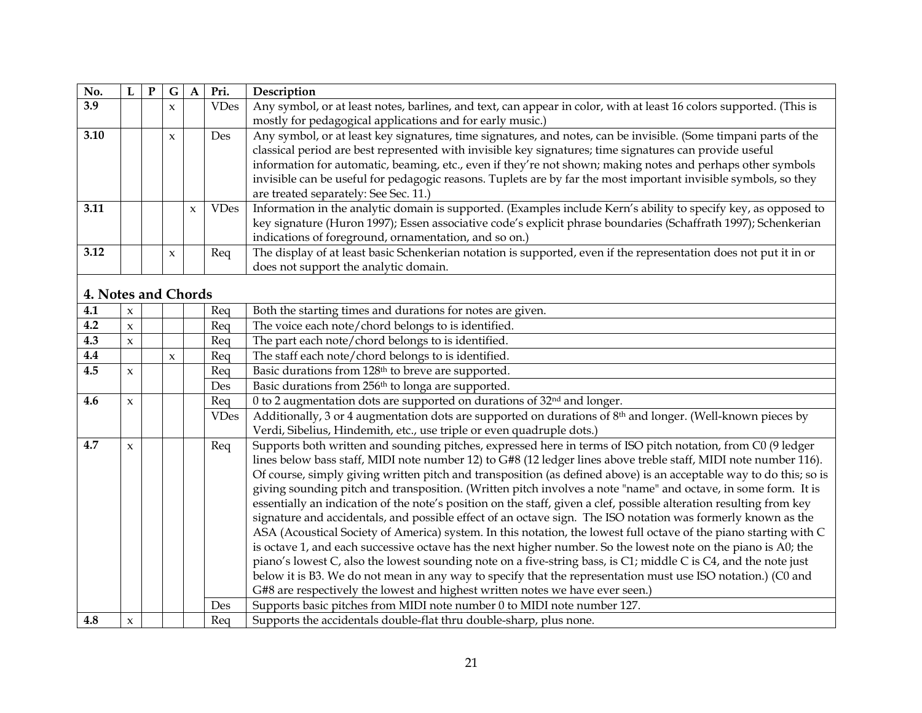| No. | L | P | G | A | Pri. | Description |
|---|---|---|---|---|---|---|
| **3.9** | | | x | | VDes | Any symbol, or at least notes, barlines, and text, can appear in color, with at least 16 colors supported. (This is mostly for pedagogical applications and for early music.) |
| **3.10** | | | x | | Des | Any symbol, or at least key signatures, time signatures, and notes, can be invisible. (Some timpani parts of the classical period are best represented with invisible key signatures; time signatures can provide useful information for automatic, beaming, etc., even if they're not shown; making notes and perhaps other symbols invisible can be useful for pedagogic reasons. Tuplets are by far the most important invisible symbols, so they are treated separately: See Sec. 11.) |
| **3.11** | | | | x | VDes | Information in the analytic domain is supported. (Examples include Kern's ability to specify key, as opposed to key signature (Huron 1997); Essen associative code's explicit phrase boundaries (Schaffrath 1997); Schenkerian indications of foreground, ornamentation, and so on.) |
| **3.12** | | | x | | Req | The display of at least basic Schenkerian notation is supported, even if the representation does not put it in or does not support the analytic domain. |

## 4. Notes and Chords

| No. | L | P | G | A | Pri. | Description |
|---|---|---|---|---|---|---|
| **4.1** | x | | | | Req | Both the starting times and durations for notes are given. |
| **4.2** | x | | | | Req | The voice each note/chord belongs to is identified. |
| **4.3** | x | | | | Req | The part each note/chord belongs to is identified. |
| **4.4** | | | x | | Req | The staff each note/chord belongs to is identified. |
| **4.5** | x | | | | Req | Basic durations from 128th to breve are supported. |
| | | | | | Des | Basic durations from 256th to longa are supported. |
| **4.6** | x | | | | Req | 0 to 2 augmentation dots are supported on durations of 32nd and longer. |
| | | | | | VDes | Additionally, 3 or 4 augmentation dots are supported on durations of 8th and longer. (Well-known pieces by Verdi, Sibelius, Hindemith, etc., use triple or even quadruple dots.) |
| **4.7** | x | | | | Req | Supports both written and sounding pitches, expressed here in terms of ISO pitch notation, from C0 (9 ledger lines below bass staff, MIDI note number 12) to G#8 (12 ledger lines above treble staff, MIDI note number 116). Of course, simply giving written pitch and transposition (as defined above) is an acceptable way to do this; so is giving sounding pitch and transposition. (Written pitch involves a note "name" and octave, in some form. It is essentially an indication of the note's position on the staff, given a clef, possible alteration resulting from key signature and accidentals, and possible effect of an octave sign. The ISO notation was formerly known as the ASA (Acoustical Society of America) system. In this notation, the lowest full octave of the piano starting with C is octave 1, and each successive octave has the next higher number. So the lowest note on the piano is A0; the piano's lowest C, also the lowest sounding note on a five-string bass, is C1; middle C is C4, and the note just below it is B3. We do not mean in any way to specify that the representation must use ISO notation.) (C0 and G#8 are respectively the lowest and highest written notes we have ever seen.) |
| | | | | | Des | Supports basic pitches from MIDI note number 0 to MIDI note number 127. |
| **4.8** | x | | | | Req | Supports the accidentals double-flat thru double-sharp, plus none. |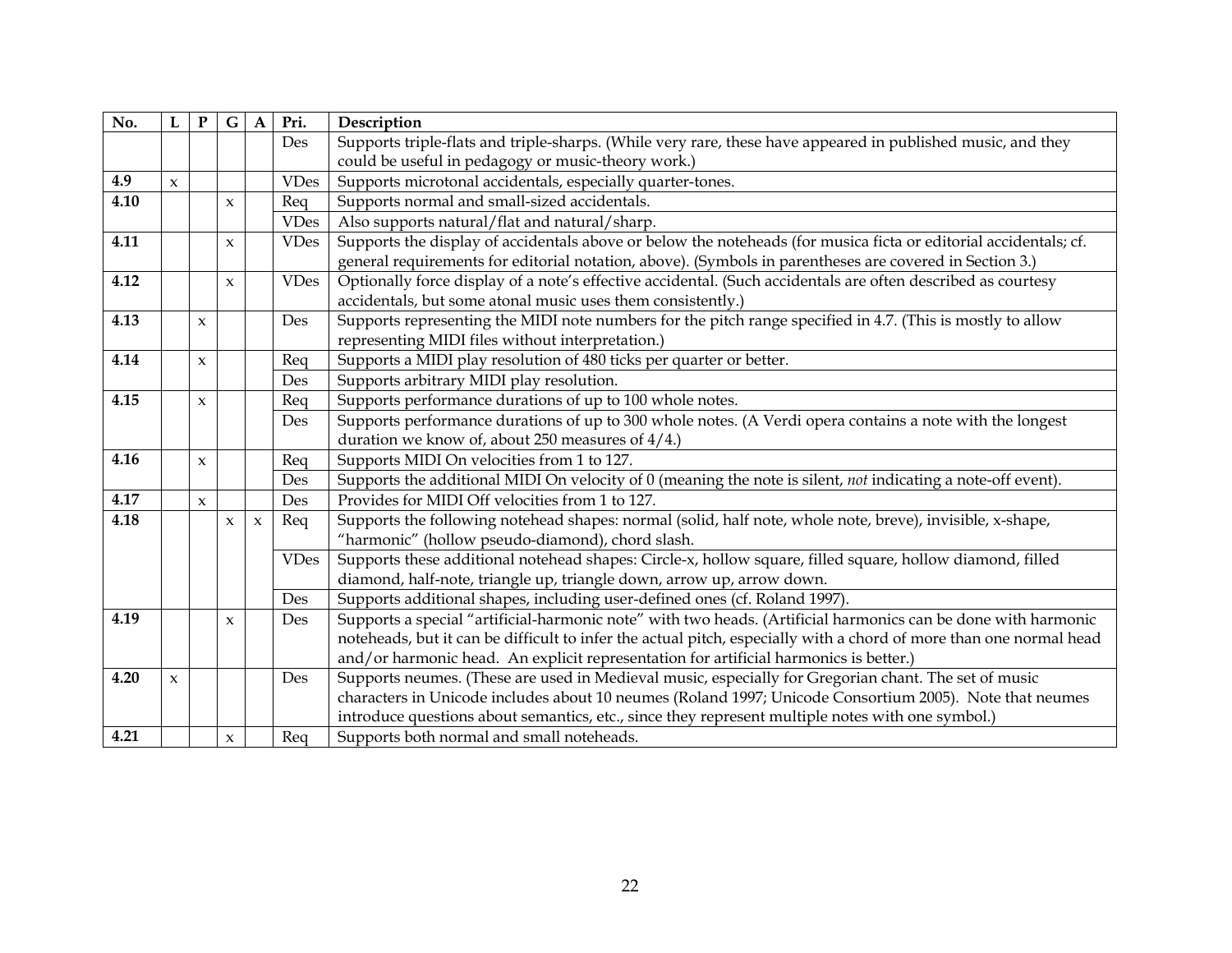| No. | L | P | G | A | Pri. | Description |
|---|---|---|---|---|---|---|
| | | | | | Des | Supports triple-flats and triple-sharps. (While very rare, these have appeared in published music, and they could be useful in pedagogy or music-theory work.) |
| **4.9** | x | | | | VDes | Supports microtonal accidentals, especially quarter-tones. |
| **4.10** | | | x | | Req | Supports normal and small-sized accidentals. |
| | | | | | VDes | Also supports natural/flat and natural/sharp. |
| **4.11** | | | x | | VDes | Supports the display of accidentals above or below the noteheads (for musica ficta or editorial accidentals; cf. general requirements for editorial notation, above). (Symbols in parentheses are covered in Section 3.) |
| **4.12** | | | x | | VDes | Optionally force display of a note's effective accidental. (Such accidentals are often described as courtesy accidentals, but some atonal music uses them consistently.) |
| **4.13** | | x | | | Des | Supports representing the MIDI note numbers for the pitch range specified in 4.7. (This is mostly to allow representing MIDI files without interpretation.) |
| **4.14** | | x | | | Req | Supports a MIDI play resolution of 480 ticks per quarter or better. |
| | | | | | Des | Supports arbitrary MIDI play resolution. |
| **4.15** | | x | | | Req | Supports performance durations of up to 100 whole notes. |
| | | | | | Des | Supports performance durations of up to 300 whole notes. (A Verdi opera contains a note with the longest duration we know of, about 250 measures of 4/4.) |
| **4.16** | | x | | | Req | Supports MIDI On velocities from 1 to 127. |
| | | | | | Des | Supports the additional MIDI On velocity of 0 (meaning the note is silent, *not* indicating a note-off event). |
| **4.17** | | x | | | Des | Provides for MIDI Off velocities from 1 to 127. |
| **4.18** | | | x | x | Req | Supports the following notehead shapes: normal (solid, half note, whole note, breve), invisible, x-shape, "harmonic" (hollow pseudo-diamond), chord slash. |
| | | | | | VDes | Supports these additional notehead shapes: Circle-x, hollow square, filled square, hollow diamond, filled diamond, half-note, triangle up, triangle down, arrow up, arrow down. |
| | | | | | Des | Supports additional shapes, including user-defined ones (cf. Roland 1997). |
| **4.19** | | | x | | Des | Supports a special "artificial-harmonic note" with two heads. (Artificial harmonics can be done with harmonic noteheads, but it can be difficult to infer the actual pitch, especially with a chord of more than one normal head and/or harmonic head. An explicit representation for artificial harmonics is better.) |
| **4.20** | x | | | | Des | Supports neumes. (These are used in Medieval music, especially for Gregorian chant. The set of music characters in Unicode includes about 10 neumes (Roland 1997; Unicode Consortium 2005). Note that neumes introduce questions about semantics, etc., since they represent multiple notes with one symbol.) |
| **4.21** | | | x | | Req | Supports both normal and small noteheads. |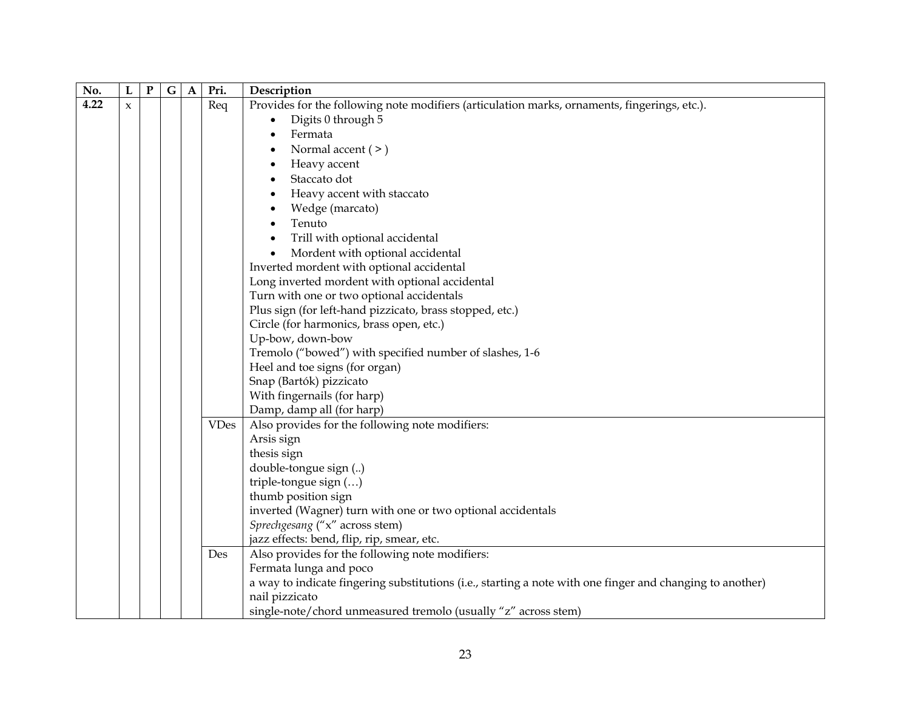| No. | L | P | G | A | Pri. | Description |
|---|---|---|---|---|---|---|
| **4.22** | x | | | | Req | Provides for the following note modifiers (articulation marks, ornaments, fingerings, etc.).<br>• Digits 0 through 5<br>• Fermata<br>• Normal accent ( > )<br>• Heavy accent<br>• Staccato dot<br>• Heavy accent with staccato<br>• Wedge (marcato)<br>• Tenuto<br>• Trill with optional accidental<br>• Mordent with optional accidental<br>Inverted mordent with optional accidental<br>Long inverted mordent with optional accidental<br>Turn with one or two optional accidentals<br>Plus sign (for left-hand pizzicato, brass stopped, etc.)<br>Circle (for harmonics, brass open, etc.)<br>Up-bow, down-bow<br>Tremolo ("bowed") with specified number of slashes, 1-6<br>Heel and toe signs (for organ)<br>Snap (Bartók) pizzicato<br>With fingernails (for harp)<br>Damp, damp all (for harp) |
| | | | | | VDes | Also provides for the following note modifiers:<br>Arsis sign<br>thesis sign<br>double-tongue sign (..)<br>triple-tongue sign (…)<br>thumb position sign<br>inverted (Wagner) turn with one or two optional accidentals<br>*Sprechgesang* ("x" across stem)<br>jazz effects: bend, flip, rip, smear, etc. |
| | | | | | Des | Also provides for the following note modifiers:<br>Fermata lunga and poco<br>a way to indicate fingering substitutions (i.e., starting a note with one finger and changing to another)<br>nail pizzicato<br>single-note/chord unmeasured tremolo (usually "z" across stem) |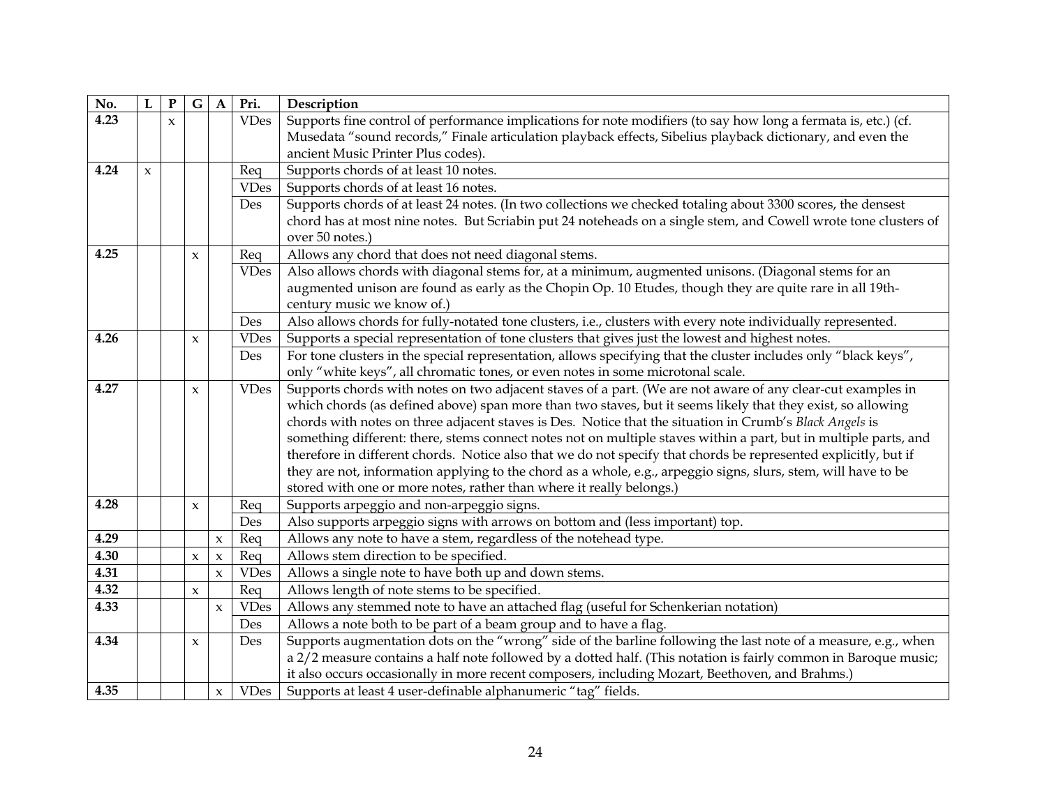| No. | L | P | G | A | Pri. | Description |
|---|---|---|---|---|---|---|
| **4.23** | | x | | | VDes | Supports fine control of performance implications for note modifiers (to say how long a fermata is, etc.) (cf. Musedata "sound records," Finale articulation playback effects, Sibelius playback dictionary, and even the ancient Music Printer Plus codes). |
| **4.24** | x | | | | Req | Supports chords of at least 10 notes. |
| | | | | | VDes | Supports chords of at least 16 notes. |
| | | | | | Des | Supports chords of at least 24 notes. (In two collections we checked totaling about 3300 scores, the densest chord has at most nine notes. But Scriabin put 24 noteheads on a single stem, and Cowell wrote tone clusters of over 50 notes.) |
| **4.25** | | | x | | Req | Allows any chord that does not need diagonal stems. |
| | | | | | VDes | Also allows chords with diagonal stems for, at a minimum, augmented unisons. (Diagonal stems for an augmented unison are found as early as the Chopin Op. 10 Etudes, though they are quite rare in all 19th-century music we know of.) |
| | | | | | Des | Also allows chords for fully-notated tone clusters, i.e., clusters with every note individually represented. |
| **4.26** | | | x | | VDes | Supports a special representation of tone clusters that gives just the lowest and highest notes. |
| | | | | | Des | For tone clusters in the special representation, allows specifying that the cluster includes only "black keys", only "white keys", all chromatic tones, or even notes in some microtonal scale. |
| **4.27** | | | x | | VDes | Supports chords with notes on two adjacent staves of a part. (We are not aware of any clear-cut examples in which chords (as defined above) span more than two staves, but it seems likely that they exist, so allowing chords with notes on three adjacent staves is Des. Notice that the situation in Crumb's *Black Angels* is something different: there, stems connect notes not on multiple staves within a part, but in multiple parts, and therefore in different chords. Notice also that we do not specify that chords be represented explicitly, but if they are not, information applying to the chord as a whole, e.g., arpeggio signs, slurs, stem, will have to be stored with one or more notes, rather than where it really belongs.) |
| **4.28** | | | x | | Req | Supports arpeggio and non-arpeggio signs. |
| | | | | | Des | Also supports arpeggio signs with arrows on bottom and (less important) top. |
| **4.29** | | | | x | Req | Allows any note to have a stem, regardless of the notehead type. |
| **4.30** | | | x | x | Req | Allows stem direction to be specified. |
| **4.31** | | | | x | VDes | Allows a single note to have both up and down stems. |
| **4.32** | | | x | | Req | Allows length of note stems to be specified. |
| **4.33** | | | | x | VDes | Allows any stemmed note to have an attached flag (useful for Schenkerian notation) |
| | | | | | Des | Allows a note both to be part of a beam group and to have a flag. |
| **4.34** | | | x | | Des | Supports augmentation dots on the "wrong" side of the barline following the last note of a measure, e.g., when a 2/2 measure contains a half note followed by a dotted half. (This notation is fairly common in Baroque music; it also occurs occasionally in more recent composers, including Mozart, Beethoven, and Brahms.) |
| **4.35** | | | | x | VDes | Supports at least 4 user-definable alphanumeric "tag" fields. |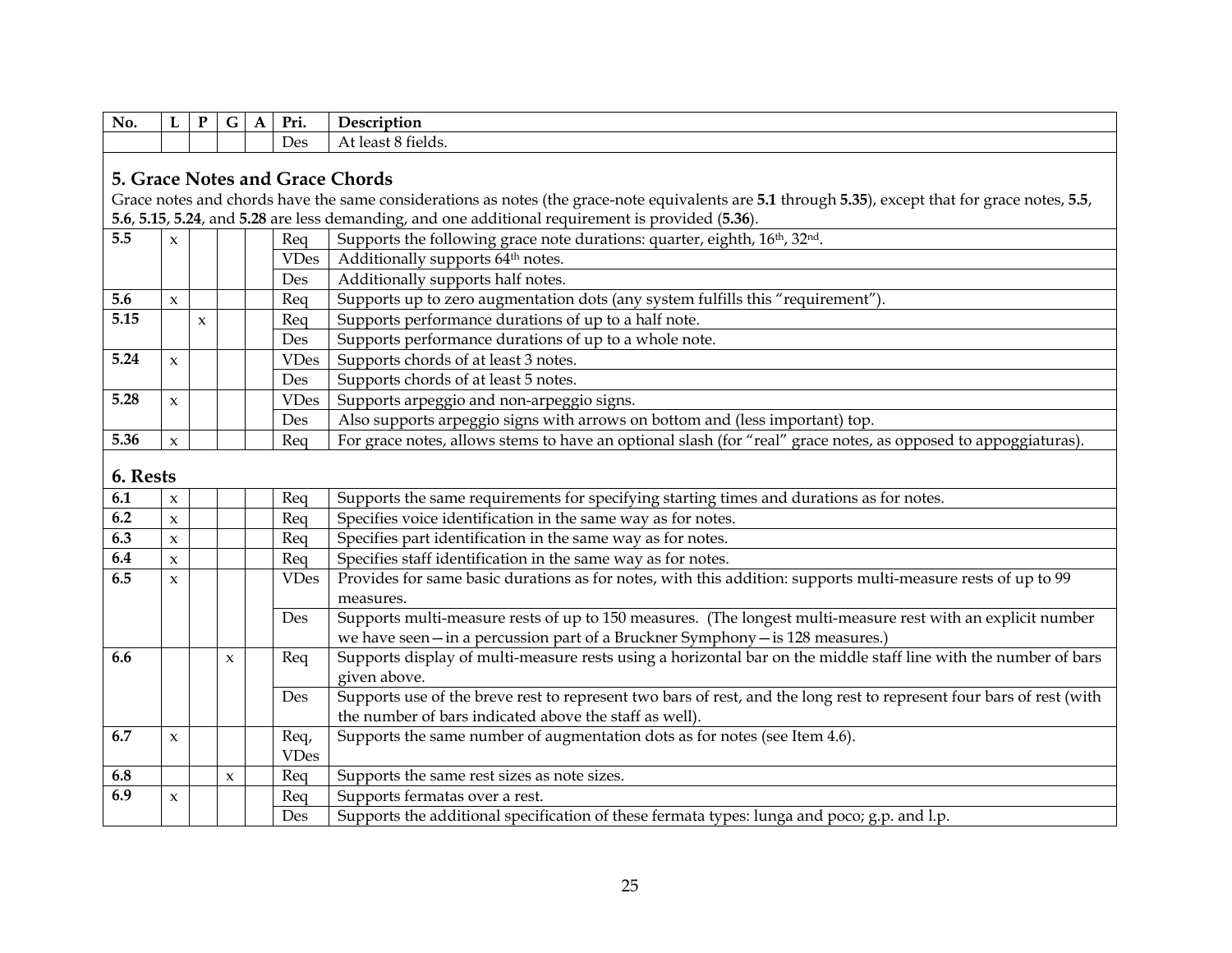| No. | L | P | G | A | Pri. | Description |
|---|---|---|---|---|---|---|
| | | | | | Des | At least 8 fields. |

## 5. Grace Notes and Grace Chords

Grace notes and chords have the same considerations as notes (the grace-note equivalents are **5.1** through **5.35**), except that for grace notes, **5.5**, **5.6**, **5.15**, **5.24**, and **5.28** are less demanding, and one additional requirement is provided (**5.36**).

| No. | L | P | G | A | Pri. | Description |
|---|---|---|---|---|---|---|
| **5.5** | x | | | | Req | Supports the following grace note durations: quarter, eighth, 16th, 32nd. |
| | | | | | VDes | Additionally supports 64th notes. |
| | | | | | Des | Additionally supports half notes. |
| **5.6** | x | | | | Req | Supports up to zero augmentation dots (any system fulfills this "requirement"). |
| **5.15** | | x | | | Req | Supports performance durations of up to a half note. |
| | | | | | Des | Supports performance durations of up to a whole note. |
| **5.24** | x | | | | VDes | Supports chords of at least 3 notes. |
| | | | | | Des | Supports chords of at least 5 notes. |
| **5.28** | x | | | | VDes | Supports arpeggio and non-arpeggio signs. |
| | | | | | Des | Also supports arpeggio signs with arrows on bottom and (less important) top. |
| **5.36** | x | | | | Req | For grace notes, allows stems to have an optional slash (for "real" grace notes, as opposed to appoggiaturas). |

## 6. Rests

| No. | L | P | G | A | Pri. | Description |
|---|---|---|---|---|---|---|
| **6.1** | x | | | | Req | Supports the same requirements for specifying starting times and durations as for notes. |
| **6.2** | x | | | | Req | Specifies voice identification in the same way as for notes. |
| **6.3** | x | | | | Req | Specifies part identification in the same way as for notes. |
| **6.4** | x | | | | Req | Specifies staff identification in the same way as for notes. |
| **6.5** | x | | | | VDes | Provides for same basic durations as for notes, with this addition: supports multi-measure rests of up to 99 measures. |
| | | | | | Des | Supports multi-measure rests of up to 150 measures. (The longest multi-measure rest with an explicit number we have seen—in a percussion part of a Bruckner Symphony—is 128 measures.) |
| **6.6** | | | x | | Req | Supports display of multi-measure rests using a horizontal bar on the middle staff line with the number of bars given above. |
| | | | | | Des | Supports use of the breve rest to represent two bars of rest, and the long rest to represent four bars of rest (with the number of bars indicated above the staff as well). |
| **6.7** | x | | | | Req, VDes | Supports the same number of augmentation dots as for notes (see Item 4.6). |
| **6.8** | | | x | | Req | Supports the same rest sizes as note sizes. |
| **6.9** | x | | | | Req | Supports fermatas over a rest. |
| | | | | | Des | Supports the additional specification of these fermata types: lunga and poco; g.p. and l.p. |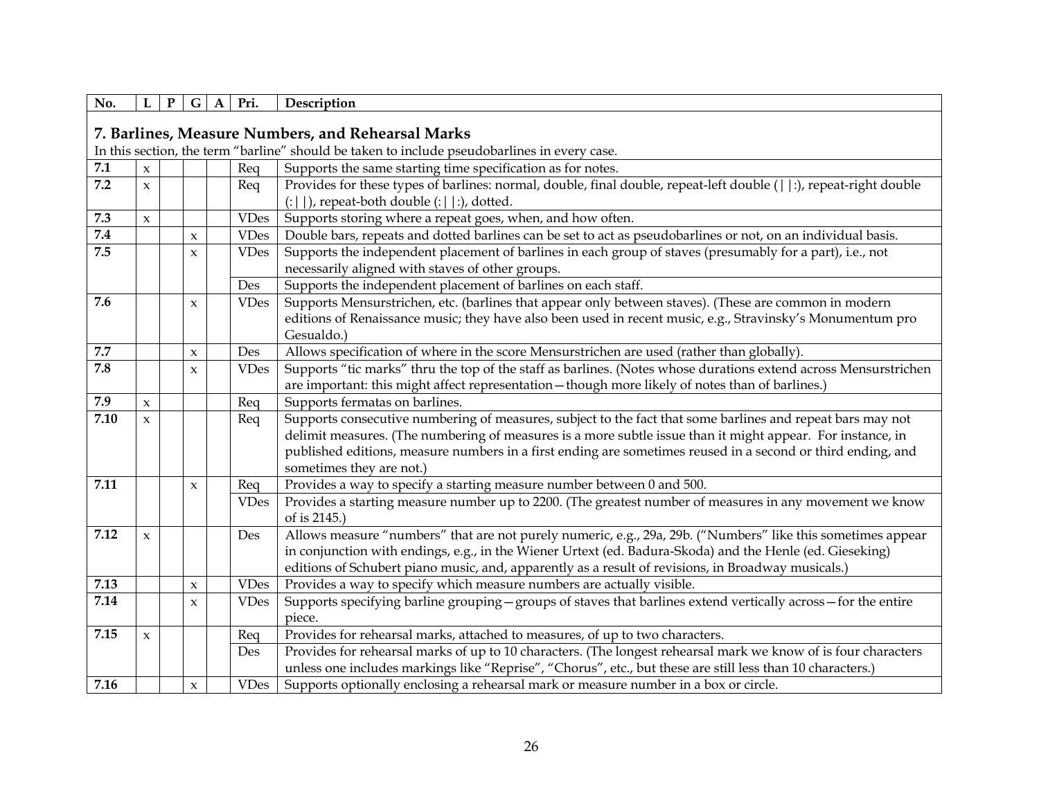| No. | L | P | G | A | Pri. | Description |
|---|---|---|---|---|---|---|

## 7. Barlines, Measure Numbers, and Rehearsal Marks

In this section, the term "barline" should be taken to include pseudobarlines in every case.

| No. | L | P | G | A | Pri. | Description |
|---|---|---|---|---|---|---|
| **7.1** | x | | | | Req | Supports the same starting time specification as for notes. |
| **7.2** | x | | | | Req | Provides for these types of barlines: normal, double, final double, repeat-left double (\|\|:), repeat-right double (:\|\|), repeat-both double (:\|\|:), dotted. |
| **7.3** | x | | | | VDes | Supports storing where a repeat goes, when, and how often. |
| **7.4** | | | x | | VDes | Double bars, repeats and dotted barlines can be set to act as pseudobarlines or not, on an individual basis. |
| **7.5** | | | x | | VDes | Supports the independent placement of barlines in each group of staves (presumably for a part), i.e., not necessarily aligned with staves of other groups. |
| | | | | | Des | Supports the independent placement of barlines on each staff. |
| **7.6** | | | x | | VDes | Supports Mensurstrichen, etc. (barlines that appear only between staves). (These are common in modern editions of Renaissance music; they have also been used in recent music, e.g., Stravinsky's Monumentum pro Gesualdo.) |
| **7.7** | | | x | | Des | Allows specification of where in the score Mensurstrichen are used (rather than globally). |
| **7.8** | | | x | | VDes | Supports "tic marks" thru the top of the staff as barlines. (Notes whose durations extend across Mensurstrichen are important: this might affect representation—though more likely of notes than of barlines.) |
| **7.9** | x | | | | Req | Supports fermatas on barlines. |
| **7.10** | x | | | | Req | Supports consecutive numbering of measures, subject to the fact that some barlines and repeat bars may not delimit measures. (The numbering of measures is a more subtle issue than it might appear. For instance, in published editions, measure numbers in a first ending are sometimes reused in a second or third ending, and sometimes they are not.) |
| **7.11** | | | x | | Req | Provides a way to specify a starting measure number between 0 and 500. |
| | | | | | VDes | Provides a starting measure number up to 2200. (The greatest number of measures in any movement we know of is 2145.) |
| **7.12** | x | | | | Des | Allows measure "numbers" that are not purely numeric, e.g., 29a, 29b. ("Numbers" like this sometimes appear in conjunction with endings, e.g., in the Wiener Urtext (ed. Badura-Skoda) and the Henle (ed. Gieseking) editions of Schubert piano music, and, apparently as a result of revisions, in Broadway musicals.) |
| **7.13** | | | x | | VDes | Provides a way to specify which measure numbers are actually visible. |
| **7.14** | | | x | | VDes | Supports specifying barline grouping—groups of staves that barlines extend vertically across—for the entire piece. |
| **7.15** | x | | | | Req | Provides for rehearsal marks, attached to measures, of up to two characters. |
| | | | | | Des | Provides for rehearsal marks of up to 10 characters. (The longest rehearsal mark we know of is four characters unless one includes markings like "Reprise", "Chorus", etc., but these are still less than 10 characters.) |
| **7.16** | | | x | | VDes | Supports optionally enclosing a rehearsal mark or measure number in a box or circle. |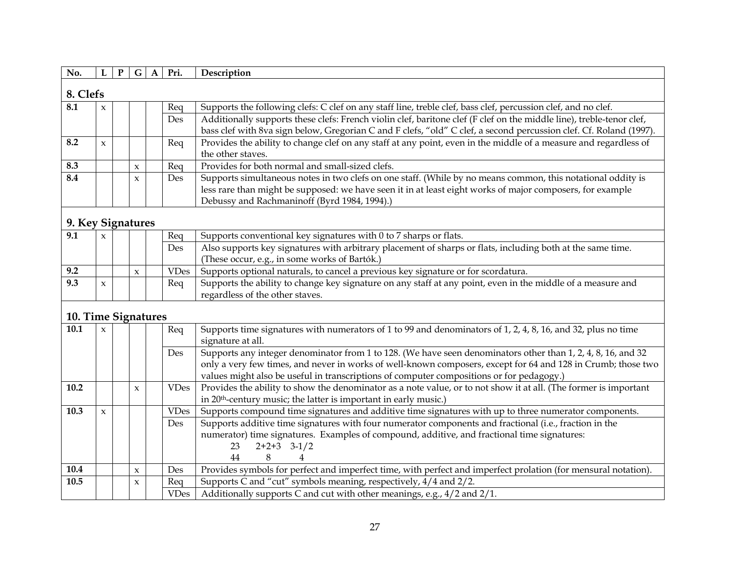| No. | L | P | G | A | Pri. | Description |
|---|---|---|---|---|---|---|
| **8. Clefs** | | | | | | |
| **8.1** | x | | | | Req | Supports the following clefs: C clef on any staff line, treble clef, bass clef, percussion clef, and no clef. |
| | | | | | Des | Additionally supports these clefs: French violin clef, baritone clef (F clef on the middle line), treble-tenor clef, bass clef with 8va sign below, Gregorian C and F clefs, "old" C clef, a second percussion clef. Cf. Roland (1997). |
| **8.2** | x | | | | Req | Provides the ability to change clef on any staff at any point, even in the middle of a measure and regardless of the other staves. |
| **8.3** | | | x | | Req | Provides for both normal and small-sized clefs. |
| **8.4** | | | x | | Des | Supports simultaneous notes in two clefs on one staff. (While by no means common, this notational oddity is less rare than might be supposed: we have seen it in at least eight works of major composers, for example Debussy and Rachmaninoff (Byrd 1984, 1994).) |
| **9. Key Signatures** | | | | | | |
| **9.1** | x | | | | Req | Supports conventional key signatures with 0 to 7 sharps or flats. |
| | | | | | Des | Also supports key signatures with arbitrary placement of sharps or flats, including both at the same time. (These occur, e.g., in some works of Bartók.) |
| **9.2** | | | x | | VDes | Supports optional naturals, to cancel a previous key signature or for scordatura. |
| **9.3** | x | | | | Req | Supports the ability to change key signature on any staff at any point, even in the middle of a measure and regardless of the other staves. |
| **10. Time Signatures** | | | | | | |
| **10.1** | x | | | | Req | Supports time signatures with numerators of 1 to 99 and denominators of 1, 2, 4, 8, 16, and 32, plus no time signature at all. |
| | | | | | Des | Supports any integer denominator from 1 to 128. (We have seen denominators other than 1, 2, 4, 8, 16, and 32 only a very few times, and never in works of well-known composers, except for 64 and 128 in Crumb; those two values might also be useful in transcriptions of computer compositions or for pedagogy.) |
| **10.2** | | | x | | VDes | Provides the ability to show the denominator as a note value, or to not show it at all. (The former is important in 20th-century music; the latter is important in early music.) |
| **10.3** | x | | | | VDes | Supports compound time signatures and additive time signatures with up to three numerator components. |
| | | | | | Des | Supports additive time signatures with four numerator components and fractional (i.e., fraction in the numerator) time signatures. Examples of compound, additive, and fractional time signatures: 23/44 &nbsp; 2+2+3/8 &nbsp; 3-1/2/4 |
| **10.4** | | | x | | Des | Provides symbols for perfect and imperfect time, with perfect and imperfect prolation (for mensural notation). |
| **10.5** | | | x | | Req | Supports C and "cut" symbols meaning, respectively, 4/4 and 2/2. |
| | | | | | VDes | Additionally supports C and cut with other meanings, e.g., 4/2 and 2/1. |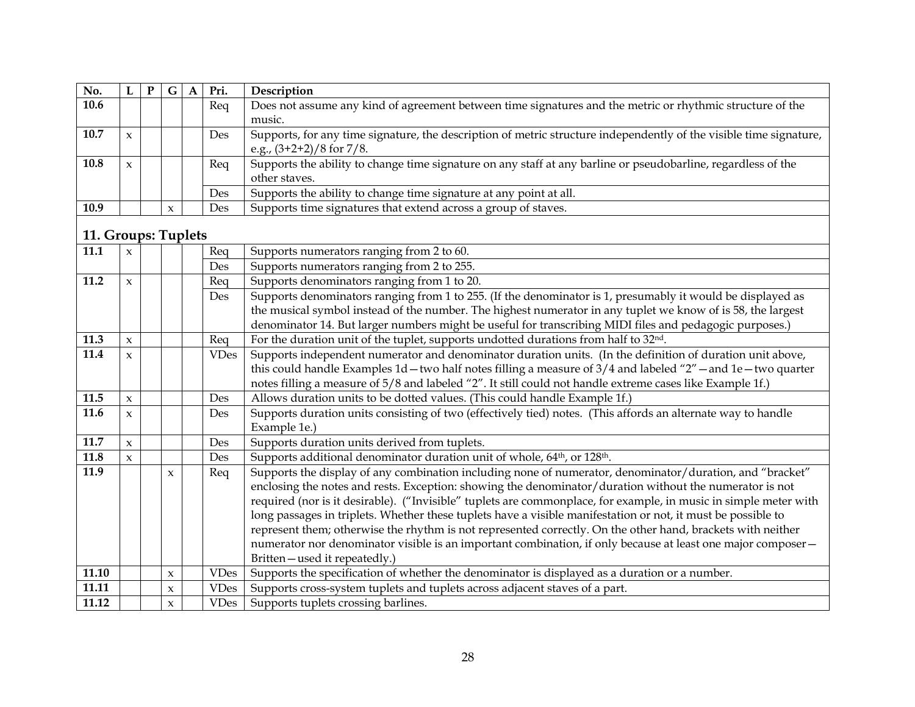| No. | L | P | G | A | Pri. | Description |
|---|---|---|---|---|---|---|
| 10.6 | | | | | Req | Does not assume any kind of agreement between time signatures and the metric or rhythmic structure of the music. |
| 10.7 | x | | | | Des | Supports, for any time signature, the description of metric structure independently of the visible time signature, e.g., (3+2+2)/8 for 7/8. |
| 10.8 | x | | | | Req | Supports the ability to change time signature on any staff at any barline or pseudobarline, regardless of the other staves. |
| | | | | | Des | Supports the ability to change time signature at any point at all. |
| 10.9 | | | x | | Des | Supports time signatures that extend across a group of staves. |

## 11. Groups: Tuplets

| No. | L | P | G | A | Pri. | Description |
|---|---|---|---|---|---|---|
| 11.1 | x | | | | Req | Supports numerators ranging from 2 to 60. |
| | | | | | Des | Supports numerators ranging from 2 to 255. |
| 11.2 | x | | | | Req | Supports denominators ranging from 1 to 20. |
| | | | | | Des | Supports denominators ranging from 1 to 255. (If the denominator is 1, presumably it would be displayed as the musical symbol instead of the number. The highest numerator in any tuplet we know of is 58, the largest denominator 14. But larger numbers might be useful for transcribing MIDI files and pedagogic purposes.) |
| 11.3 | x | | | | Req | For the duration unit of the tuplet, supports undotted durations from half to 32nd. |
| 11.4 | x | | | | VDes | Supports independent numerator and denominator duration units. (In the definition of duration unit above, this could handle Examples 1d—two half notes filling a measure of 3/4 and labeled "2"—and 1e—two quarter notes filling a measure of 5/8 and labeled "2". It still could not handle extreme cases like Example 1f.) |
| 11.5 | x | | | | Des | Allows duration units to be dotted values. (This could handle Example 1f.) |
| 11.6 | x | | | | Des | Supports duration units consisting of two (effectively tied) notes. (This affords an alternate way to handle Example 1e.) |
| 11.7 | x | | | | Des | Supports duration units derived from tuplets. |
| 11.8 | x | | | | Des | Supports additional denominator duration unit of whole, 64th, or 128th. |
| 11.9 | | | x | | Req | Supports the display of any combination including none of numerator, denominator/duration, and "bracket" enclosing the notes and rests. Exception: showing the denominator/duration without the numerator is not required (nor is it desirable). ("Invisible" tuplets are commonplace, for example, in music in simple meter with long passages in triplets. Whether these tuplets have a visible manifestation or not, it must be possible to represent them; otherwise the rhythm is not represented correctly. On the other hand, brackets with neither numerator nor denominator visible is an important combination, if only because at least one major composer—Britten—used it repeatedly.) |
| 11.10 | | | x | | VDes | Supports the specification of whether the denominator is displayed as a duration or a number. |
| 11.11 | | | x | | VDes | Supports cross-system tuplets and tuplets across adjacent staves of a part. |
| 11.12 | | | x | | VDes | Supports tuplets crossing barlines. |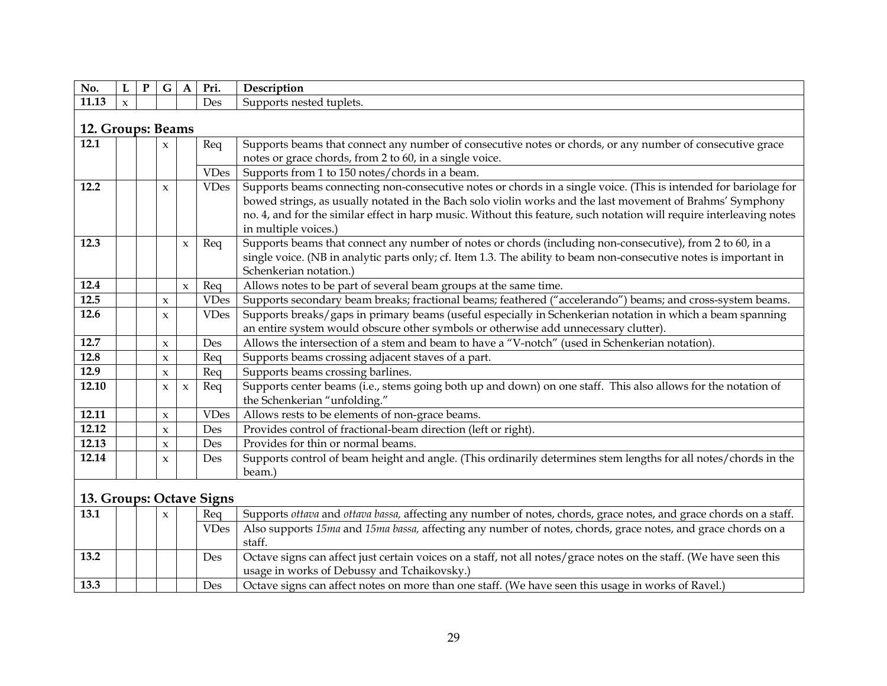| No. | L | P | G | A | Pri. | Description |
|---|---|---|---|---|---|---|
| **11.13** | x | | | | Des | Supports nested tuplets. |

## 12. Groups: Beams

| No. | L | P | G | A | Pri. | Description |
|---|---|---|---|---|---|---|
| **12.1** | | | x | | Req | Supports beams that connect any number of consecutive notes or chords, or any number of consecutive grace notes or grace chords, from 2 to 60, in a single voice. |
| | | | | | VDes | Supports from 1 to 150 notes/chords in a beam. |
| **12.2** | | | x | | VDes | Supports beams connecting non-consecutive notes or chords in a single voice. (This is intended for bariolage for bowed strings, as usually notated in the Bach solo violin works and the last movement of Brahms' Symphony no. 4, and for the similar effect in harp music. Without this feature, such notation will require interleaving notes in multiple voices.) |
| **12.3** | | | | x | Req | Supports beams that connect any number of notes or chords (including non-consecutive), from 2 to 60, in a single voice. (NB in analytic parts only; cf. Item 1.3. The ability to beam non-consecutive notes is important in Schenkerian notation.) |
| **12.4** | | | | x | Req | Allows notes to be part of several beam groups at the same time. |
| **12.5** | | | x | | VDes | Supports secondary beam breaks; fractional beams; feathered ("accelerando") beams; and cross-system beams. |
| **12.6** | | | x | | VDes | Supports breaks/gaps in primary beams (useful especially in Schenkerian notation in which a beam spanning an entire system would obscure other symbols or otherwise add unnecessary clutter). |
| **12.7** | | | x | | Des | Allows the intersection of a stem and beam to have a "V-notch" (used in Schenkerian notation). |
| **12.8** | | | x | | Req | Supports beams crossing adjacent staves of a part. |
| **12.9** | | | x | | Req | Supports beams crossing barlines. |
| **12.10** | | | x | x | Req | Supports center beams (i.e., stems going both up and down) on one staff. This also allows for the notation of the Schenkerian "unfolding." |
| **12.11** | | | x | | VDes | Allows rests to be elements of non-grace beams. |
| **12.12** | | | x | | Des | Provides control of fractional-beam direction (left or right). |
| **12.13** | | | x | | Des | Provides for thin or normal beams. |
| **12.14** | | | x | | Des | Supports control of beam height and angle. (This ordinarily determines stem lengths for all notes/chords in the beam.) |

## 13. Groups: Octave Signs

| No. | L | P | G | A | Pri. | Description |
|---|---|---|---|---|---|---|
| **13.1** | | | x | | Req | Supports *ottava* and *ottava bassa,* affecting any number of notes, chords, grace notes, and grace chords on a staff. |
| | | | | | VDes | Also supports *15ma* and *15ma bassa,* affecting any number of notes, chords, grace notes, and grace chords on a staff. |
| **13.2** | | | | | Des | Octave signs can affect just certain voices on a staff, not all notes/grace notes on the staff. (We have seen this usage in works of Debussy and Tchaikovsky.) |
| **13.3** | | | | | Des | Octave signs can affect notes on more than one staff. (We have seen this usage in works of Ravel.) |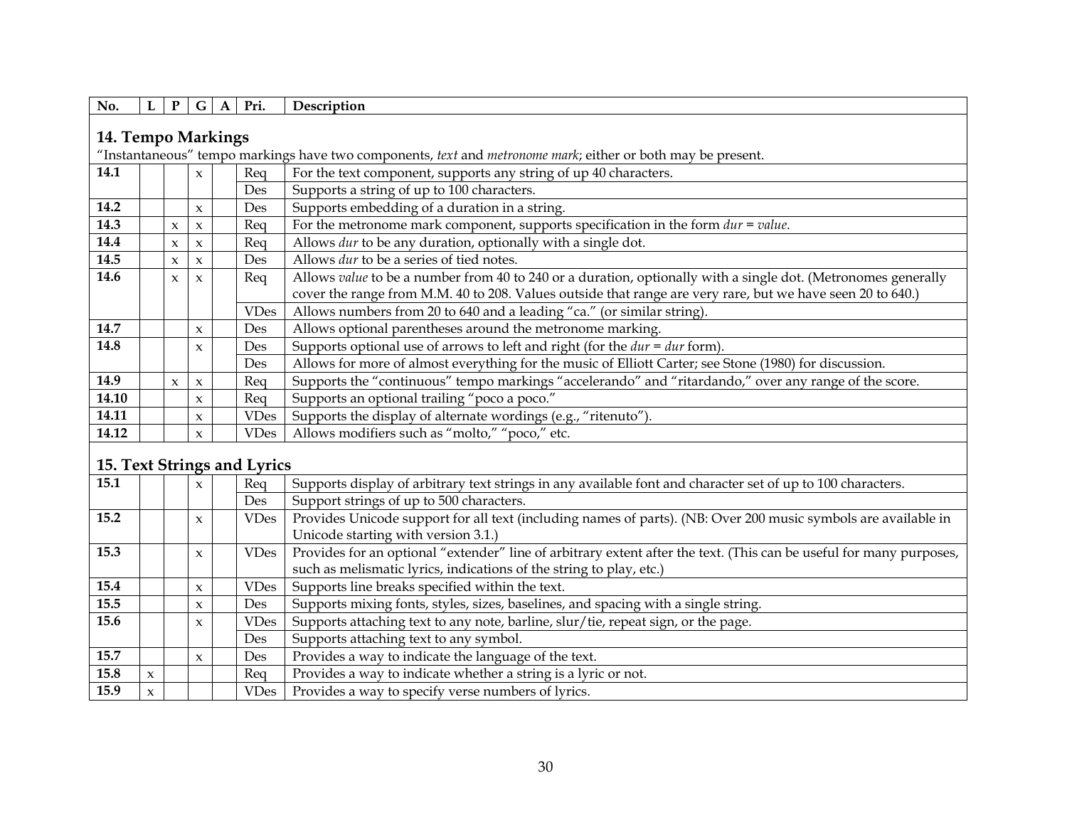| No. | L | P | G | A | Pri. | Description |
|---|---|---|---|---|---|---|

## 14. Tempo Markings

"Instantaneous" tempo markings have two components, *text* and *metronome mark*; either or both may be present.

| No. | L | P | G | A | Pri. | Description |
|---|---|---|---|---|---|---|
| **14.1** | | | x | | Req | For the text component, supports any string of up 40 characters. |
| | | | | | Des | Supports a string of up to 100 characters. |
| **14.2** | | | x | | Des | Supports embedding of a duration in a string. |
| **14.3** | | x | x | | Req | For the metronome mark component, supports specification in the form *dur* = *value*. |
| **14.4** | | x | x | | Req | Allows *dur* to be any duration, optionally with a single dot. |
| **14.5** | | x | x | | Des | Allows *dur* to be a series of tied notes. |
| **14.6** | | x | x | | Req | Allows *value* to be a number from 40 to 240 or a duration, optionally with a single dot. (Metronomes generally cover the range from M.M. 40 to 208. Values outside that range are very rare, but we have seen 20 to 640.) |
| | | | | | VDes | Allows numbers from 20 to 640 and a leading "ca." (or similar string). |
| **14.7** | | | x | | Des | Allows optional parentheses around the metronome marking. |
| **14.8** | | | x | | Des | Supports optional use of arrows to left and right (for the *dur* = *dur* form). |
| | | | | | Des | Allows for more of almost everything for the music of Elliott Carter; see Stone (1980) for discussion. |
| **14.9** | | x | x | | Req | Supports the "continuous" tempo markings "accelerando" and "ritardando," over any range of the score. |
| **14.10** | | | x | | Req | Supports an optional trailing "poco a poco." |
| **14.11** | | | x | | VDes | Supports the display of alternate wordings (e.g., "ritenuto"). |
| **14.12** | | | x | | VDes | Allows modifiers such as "molto," "poco," etc. |

## 15. Text Strings and Lyrics

| No. | L | P | G | A | Pri. | Description |
|---|---|---|---|---|---|---|
| **15.1** | | | x | | Req | Supports display of arbitrary text strings in any available font and character set of up to 100 characters. |
| | | | | | Des | Support strings of up to 500 characters. |
| **15.2** | | | x | | VDes | Provides Unicode support for all text (including names of parts). (NB: Over 200 music symbols are available in Unicode starting with version 3.1.) |
| **15.3** | | | x | | VDes | Provides for an optional "extender" line of arbitrary extent after the text. (This can be useful for many purposes, such as melismatic lyrics, indications of the string to play, etc.) |
| **15.4** | | | x | | VDes | Supports line breaks specified within the text. |
| **15.5** | | | x | | Des | Supports mixing fonts, styles, sizes, baselines, and spacing with a single string. |
| **15.6** | | | x | | VDes | Supports attaching text to any note, barline, slur/tie, repeat sign, or the page. |
| | | | | | Des | Supports attaching text to any symbol. |
| **15.7** | | | x | | Des | Provides a way to indicate the language of the text. |
| **15.8** | x | | | | Req | Provides a way to indicate whether a string is a lyric or not. |
| **15.9** | x | | | | VDes | Provides a way to specify verse numbers of lyrics. |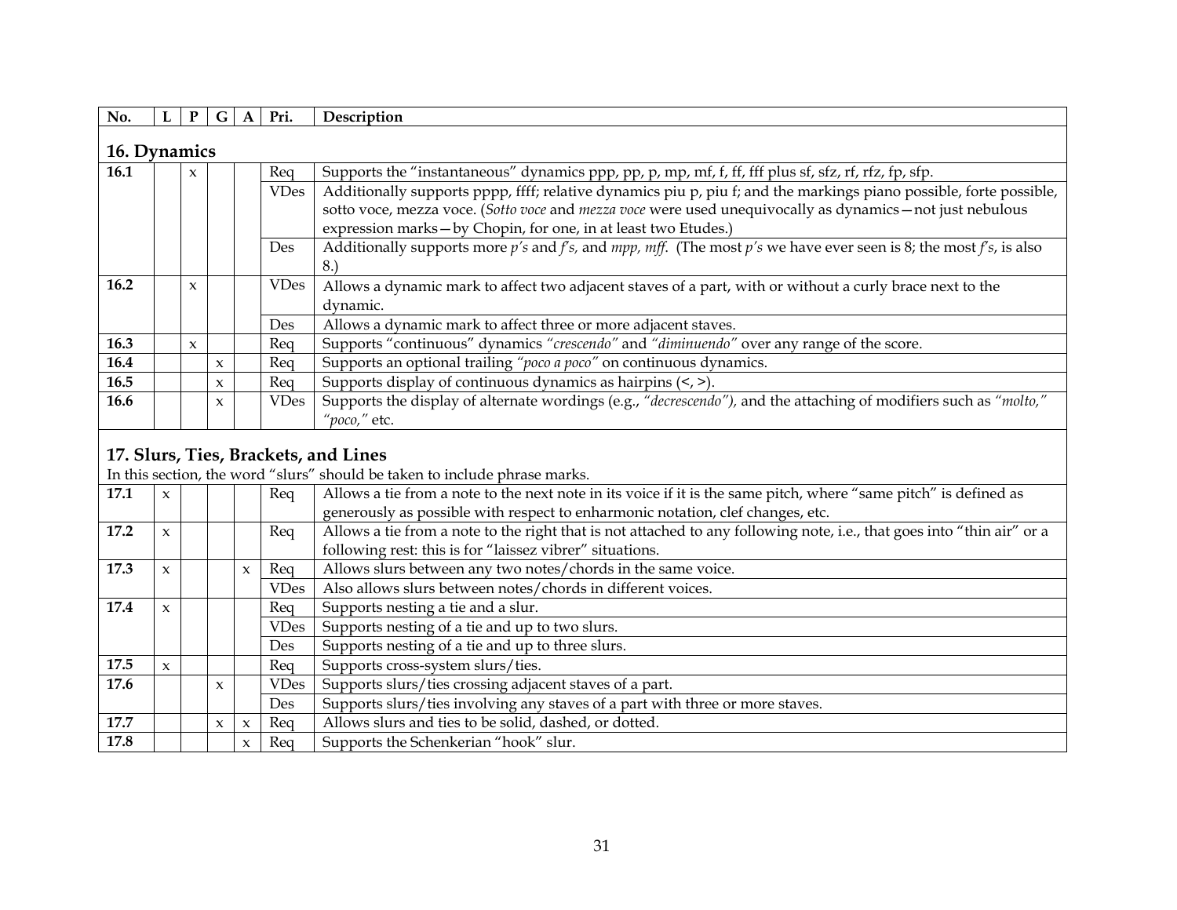| No. | L | P | G | A | Pri. | Description |
|---|---|---|---|---|---|---|

## 16. Dynamics

| No. | L | P | G | A | Pri. | Description |
|---|---|---|---|---|---|---|
| **16.1** | | x | | | Req | Supports the "instantaneous" dynamics ppp, pp, p, mp, mf, f, ff, fff plus sf, sfz, rf, rfz, fp, sfp. |
| | | | | | VDes | Additionally supports pppp, ffff; relative dynamics piu p, piu f; and the markings piano possible, forte possible, sotto voce, mezza voce. (*Sotto voce* and *mezza voce* were used unequivocally as dynamics—not just nebulous expression marks—by Chopin, for one, in at least two Etudes.) |
| | | | | | Des | Additionally supports more *p's* and *f's,* and *mpp, mff*. (The most *p's* we have ever seen is 8; the most *f's*, is also 8.) |
| **16.2** | | x | | | VDes | Allows a dynamic mark to affect two adjacent staves of a part, with or without a curly brace next to the dynamic. |
| | | | | | Des | Allows a dynamic mark to affect three or more adjacent staves. |
| **16.3** | | x | | | Req | Supports "continuous" dynamics *"crescendo"* and *"diminuendo"* over any range of the score. |
| **16.4** | | | x | | Req | Supports an optional trailing *"poco a poco"* on continuous dynamics. |
| **16.5** | | | x | | Req | Supports display of continuous dynamics as hairpins (<, >). |
| **16.6** | | | x | | VDes | Supports the display of alternate wordings (e.g., *"decrescendo"),* and the attaching of modifiers such as *"molto," "poco,"* etc. |

## 17. Slurs, Ties, Brackets, and Lines

In this section, the word "slurs" should be taken to include phrase marks.

| No. | L | P | G | A | Pri. | Description |
|---|---|---|---|---|---|---|
| **17.1** | x | | | | Req | Allows a tie from a note to the next note in its voice if it is the same pitch, where "same pitch" is defined as generously as possible with respect to enharmonic notation, clef changes, etc. |
| **17.2** | x | | | | Req | Allows a tie from a note to the right that is not attached to any following note, i.e., that goes into "thin air" or a following rest: this is for "laissez vibrer" situations. |
| **17.3** | x | | | x | Req | Allows slurs between any two notes/chords in the same voice. |
| | | | | | VDes | Also allows slurs between notes/chords in different voices. |
| **17.4** | x | | | | Req | Supports nesting a tie and a slur. |
| | | | | | VDes | Supports nesting of a tie and up to two slurs. |
| | | | | | Des | Supports nesting of a tie and up to three slurs. |
| **17.5** | x | | | | Req | Supports cross-system slurs/ties. |
| **17.6** | | | x | | VDes | Supports slurs/ties crossing adjacent staves of a part. |
| | | | | | Des | Supports slurs/ties involving any staves of a part with three or more staves. |
| **17.7** | | | x | x | Req | Allows slurs and ties to be solid, dashed, or dotted. |
| **17.8** | | | | x | Req | Supports the Schenkerian "hook" slur. |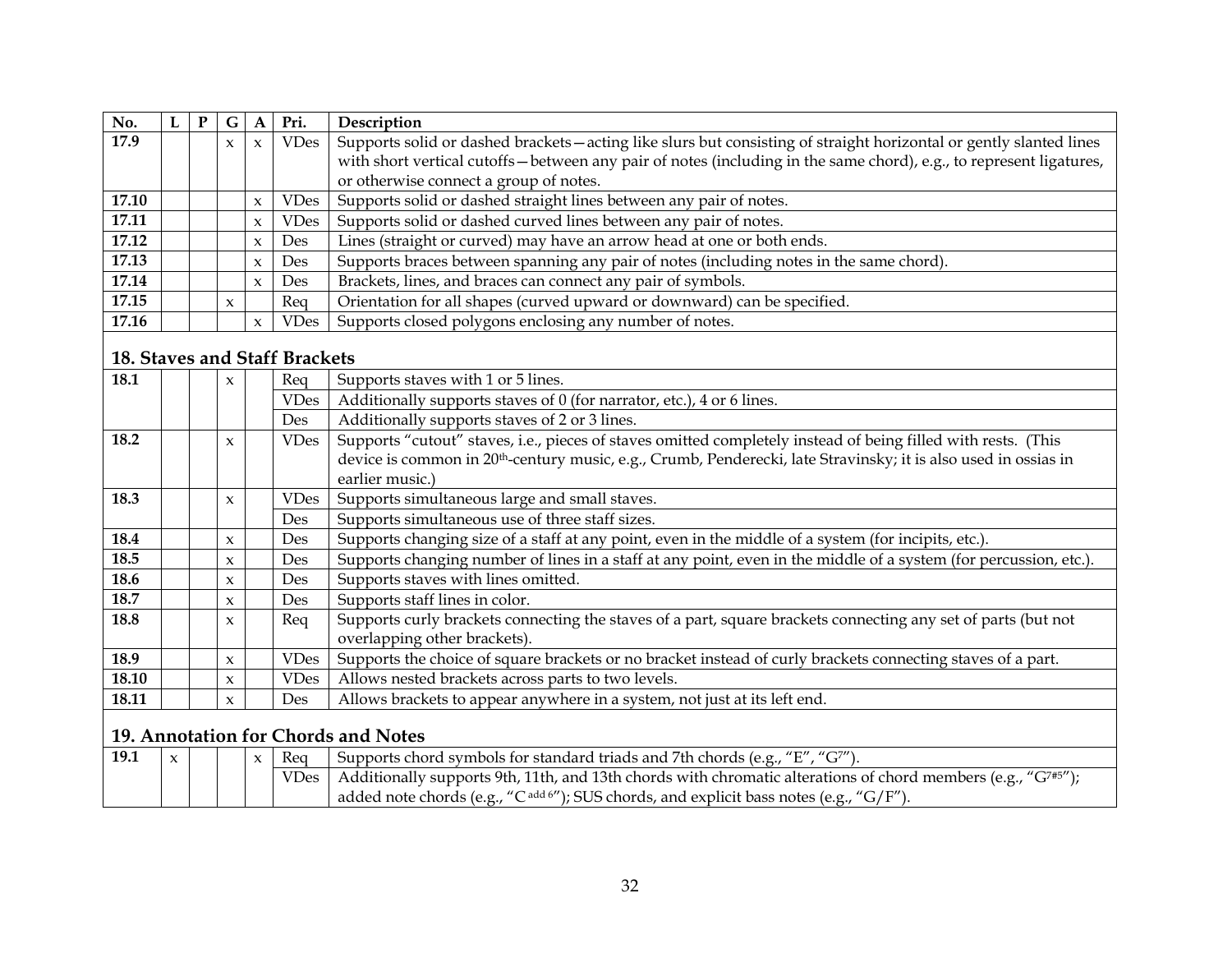| No. | L | P | G | A | Pri. | Description |
|---|---|---|---|---|---|---|
| 17.9 | | | x | x | VDes | Supports solid or dashed brackets—acting like slurs but consisting of straight horizontal or gently slanted lines with short vertical cutoffs—between any pair of notes (including in the same chord), e.g., to represent ligatures, or otherwise connect a group of notes. |
| 17.10 | | | | x | VDes | Supports solid or dashed straight lines between any pair of notes. |
| 17.11 | | | | x | VDes | Supports solid or dashed curved lines between any pair of notes. |
| 17.12 | | | | x | Des | Lines (straight or curved) may have an arrow head at one or both ends. |
| 17.13 | | | | x | Des | Supports braces between spanning any pair of notes (including notes in the same chord). |
| 17.14 | | | | x | Des | Brackets, lines, and braces can connect any pair of symbols. |
| 17.15 | | | x | | Req | Orientation for all shapes (curved upward or downward) can be specified. |
| 17.16 | | | | x | VDes | Supports closed polygons enclosing any number of notes. |

## 18. Staves and Staff Brackets

| No. | L | P | G | A | Pri. | Description |
|---|---|---|---|---|---|---|
| 18.1 | | | x | | Req | Supports staves with 1 or 5 lines. |
| | | | | | VDes | Additionally supports staves of 0 (for narrator, etc.), 4 or 6 lines. |
| | | | | | Des | Additionally supports staves of 2 or 3 lines. |
| 18.2 | | | x | | VDes | Supports "cutout" staves, i.e., pieces of staves omitted completely instead of being filled with rests. (This device is common in 20th-century music, e.g., Crumb, Penderecki, late Stravinsky; it is also used in ossias in earlier music.) |
| 18.3 | | | x | | VDes | Supports simultaneous large and small staves. |
| | | | | | Des | Supports simultaneous use of three staff sizes. |
| 18.4 | | | x | | Des | Supports changing size of a staff at any point, even in the middle of a system (for incipits, etc.). |
| 18.5 | | | x | | Des | Supports changing number of lines in a staff at any point, even in the middle of a system (for percussion, etc.). |
| 18.6 | | | x | | Des | Supports staves with lines omitted. |
| 18.7 | | | x | | Des | Supports staff lines in color. |
| 18.8 | | | x | | Req | Supports curly brackets connecting the staves of a part, square brackets connecting any set of parts (but not overlapping other brackets). |
| 18.9 | | | x | | VDes | Supports the choice of square brackets or no bracket instead of curly brackets connecting staves of a part. |
| 18.10 | | | x | | VDes | Allows nested brackets across parts to two levels. |
| 18.11 | | | x | | Des | Allows brackets to appear anywhere in a system, not just at its left end. |

## 19. Annotation for Chords and Notes

| No. | L | P | G | A | Pri. | Description |
|---|---|---|---|---|---|---|
| 19.1 | x | | | x | Req | Supports chord symbols for standard triads and 7th chords (e.g., "E", "G$^{7}$"). |
| | | | | | VDes | Additionally supports 9th, 11th, and 13th chords with chromatic alterations of chord members (e.g., "G$^{7\#5}$"); added note chords (e.g., "C$^{add\ 6}$"); SUS chords, and explicit bass notes (e.g., "G/F"). |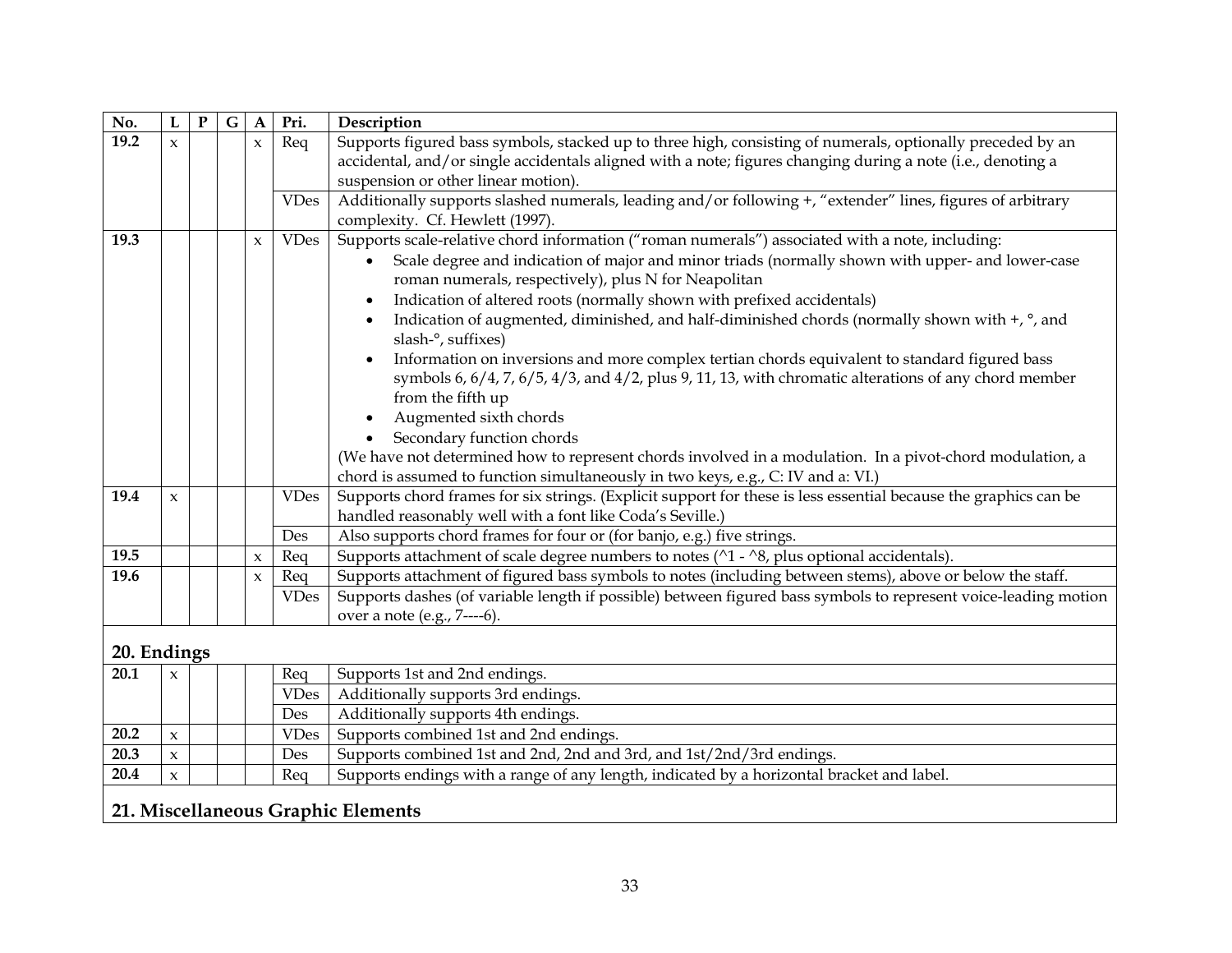| No. | L | P | G | A | Pri. | Description |
|---|---|---|---|---|---|---|
| **19.2** | x | | | x | Req | Supports figured bass symbols, stacked up to three high, consisting of numerals, optionally preceded by an accidental, and/or single accidentals aligned with a note; figures changing during a note (i.e., denoting a suspension or other linear motion). |
| | | | | | VDes | Additionally supports slashed numerals, leading and/or following +, "extender" lines, figures of arbitrary complexity. Cf. Hewlett (1997). |
| **19.3** | | | | x | VDes | Supports scale-relative chord information ("roman numerals") associated with a note, including: <br>• Scale degree and indication of major and minor triads (normally shown with upper- and lower-case roman numerals, respectively), plus N for Neapolitan <br>• Indication of altered roots (normally shown with prefixed accidentals) <br>• Indication of augmented, diminished, and half-diminished chords (normally shown with +, °, and slash-°, suffixes) <br>• Information on inversions and more complex tertian chords equivalent to standard figured bass symbols 6, 6/4, 7, 6/5, 4/3, and 4/2, plus 9, 11, 13, with chromatic alterations of any chord member from the fifth up <br>• Augmented sixth chords <br>• Secondary function chords <br>(We have not determined how to represent chords involved in a modulation. In a pivot-chord modulation, a chord is assumed to function simultaneously in two keys, e.g., C: IV and a: VI.) |
| **19.4** | x | | | | VDes | Supports chord frames for six strings. (Explicit support for these is less essential because the graphics can be handled reasonably well with a font like Coda's Seville.) |
| | | | | | Des | Also supports chord frames for four or (for banjo, e.g.) five strings. |
| **19.5** | | | | x | Req | Supports attachment of scale degree numbers to notes (^1 - ^8, plus optional accidentals). |
| **19.6** | | | | x | Req | Supports attachment of figured bass symbols to notes (including between stems), above or below the staff. |
| | | | | | VDes | Supports dashes (of variable length if possible) between figured bass symbols to represent voice-leading motion over a note (e.g., 7----6). |

## 20. Endings

| No. | L | P | G | A | Pri. | Description |
|---|---|---|---|---|---|---|
| **20.1** | x | | | | Req | Supports 1st and 2nd endings. |
| | | | | | VDes | Additionally supports 3rd endings. |
| | | | | | Des | Additionally supports 4th endings. |
| **20.2** | x | | | | VDes | Supports combined 1st and 2nd endings. |
| **20.3** | x | | | | Des | Supports combined 1st and 2nd, 2nd and 3rd, and 1st/2nd/3rd endings. |
| **20.4** | x | | | | Req | Supports endings with a range of any length, indicated by a horizontal bracket and label. |

## 21. Miscellaneous Graphic Elements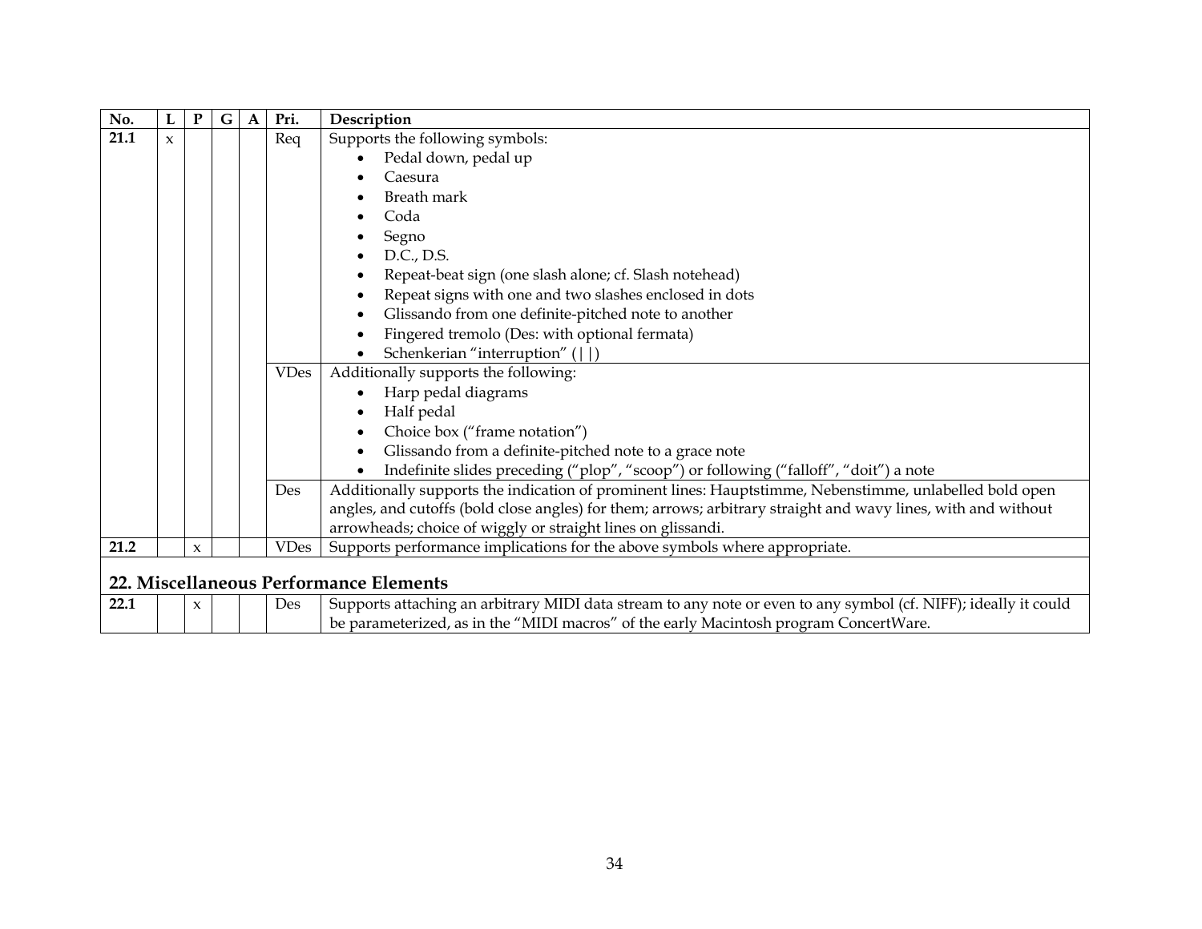| No. | L | P | G | A | Pri. | Description |
|---|---|---|---|---|---|---|
| **21.1** | x | | | | Req | Supports the following symbols:<br>• Pedal down, pedal up<br>• Caesura<br>• Breath mark<br>• Coda<br>• Segno<br>• D.C., D.S.<br>• Repeat-beat sign (one slash alone; cf. Slash notehead)<br>• Repeat signs with one and two slashes enclosed in dots<br>• Glissando from one definite-pitched note to another<br>• Fingered tremolo (Des: with optional fermata)<br>• Schenkerian "interruption" (\|\|) |
| | | | | | VDes | Additionally supports the following:<br>• Harp pedal diagrams<br>• Half pedal<br>• Choice box ("frame notation")<br>• Glissando from a definite-pitched note to a grace note<br>• Indefinite slides preceding ("plop", "scoop") or following ("falloff", "doit") a note |
| | | | | | Des | Additionally supports the indication of prominent lines: Hauptstimme, Nebenstimme, unlabelled bold open angles, and cutoffs (bold close angles) for them; arrows; arbitrary straight and wavy lines, with and without arrowheads; choice of wiggly or straight lines on glissandi. |
| **21.2** | | x | | | VDes | Supports performance implications for the above symbols where appropriate. |

## 22. Miscellaneous Performance Elements

| No. | L | P | G | A | Pri. | Description |
|---|---|---|---|---|---|---|
| **22.1** | | x | | | Des | Supports attaching an arbitrary MIDI data stream to any note or even to any symbol (cf. NIFF); ideally it could be parameterized, as in the "MIDI macros" of the early Macintosh program ConcertWare. |